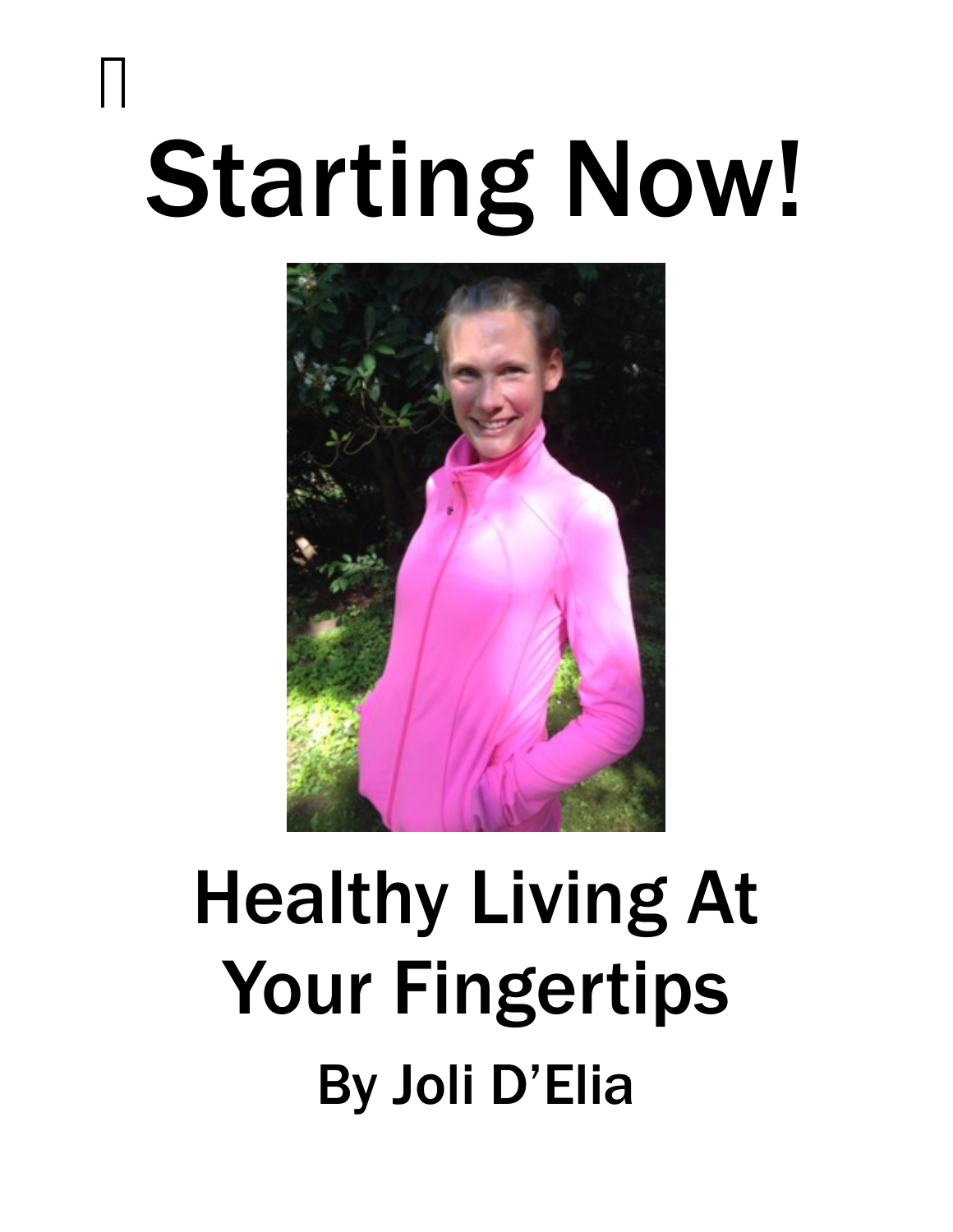# Starting Now!

## Healthy Living At Your Fingertips

### By Joli D'Elia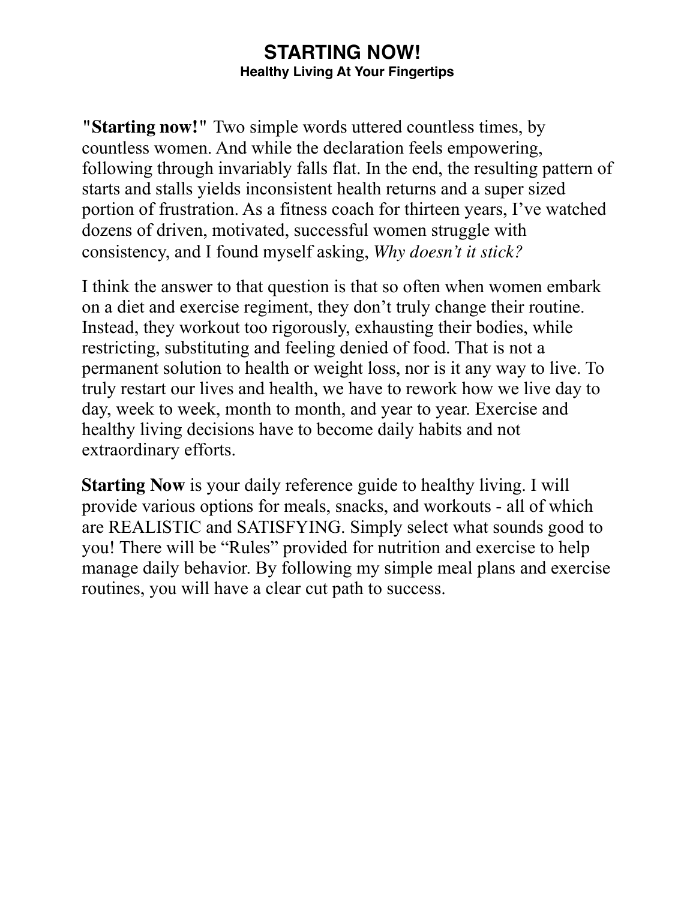# STARTING NOW!

### Healthy Living At Your Fingertips

"**Starting now!**" Two simple words uttered countless times, by countless women. And while the declaration feels empowering, following through invariably falls flat. In the end, the resulting pattern of starts and stalls yields inconsistent health returns and a super sized portion of frustration. As a fitness coach for thirteen years, I've watched dozens of driven, motivated, successful women struggle with consistency, and I found myself asking, *Why doesn't it stick?*

I think the answer to that question is that so often when women embark on a diet and exercise regiment, they don't truly change their routine. Instead, they workout too rigorously, exhausting their bodies, while restricting, substituting and feeling denied of food. That is not a permanent solution to health or weight loss, nor is it any way to live. To truly restart our lives and health, we have to rework how we live day to day, week to week, month to month, and year to year. Exercise and healthy living decisions have to become daily habits and not extraordinary efforts.

**Starting Now** is your daily reference guide to healthy living. I will provide various options for meals, snacks, and workouts - all of which are REALISTIC and SATISFYING. Simply select what sounds good to you! There will be "Rules" provided for nutrition and exercise to help manage daily behavior. By following my simple meal plans and exercise routines, you will have a clear cut path to success.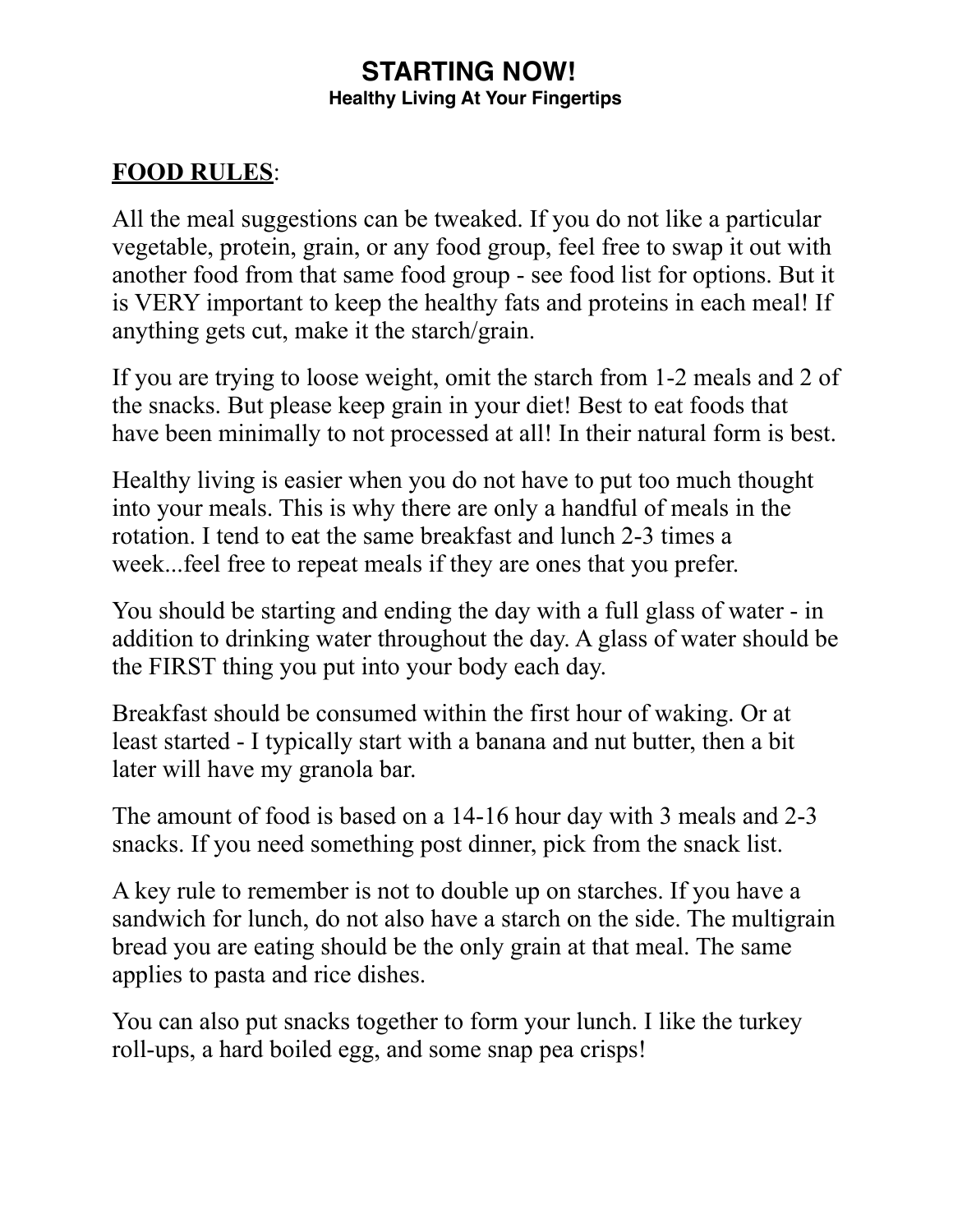# STARTING NOW!

**Healthy Living At Your Fingertips**

**FOOD RULES**:

All the meal suggestions can be tweaked. If you do not like a particular vegetable, protein, grain, or any food group, feel free to swap it out with another food from that same food group - see food list for options. But it is VERY important to keep the healthy fats and proteins in each meal! If anything gets cut, make it the starch/grain.

If you are trying to loose weight, omit the starch from 1-2 meals and 2 of the snacks. But please keep grain in your diet! Best to eat foods that have been minimally to not processed at all! In their natural form is best.

Healthy living is easier when you do not have to put too much thought into your meals. This is why there are only a handful of meals in the rotation. I tend to eat the same breakfast and lunch 2-3 times a week...feel free to repeat meals if they are ones that you prefer.

You should be starting and ending the day with a full glass of water - in addition to drinking water throughout the day. A glass of water should be the FIRST thing you put into your body each day.

Breakfast should be consumed within the first hour of waking. Or at least started - I typically start with a banana and nut butter, then a bit later will have my granola bar.

The amount of food is based on a 14-16 hour day with 3 meals and 2-3 snacks. If you need something post dinner, pick from the snack list.

A key rule to remember is not to double up on starches. If you have a sandwich for lunch, do not also have a starch on the side. The multigrain bread you are eating should be the only grain at that meal. The same applies to pasta and rice dishes.

You can also put snacks together to form your lunch. I like the turkey roll-ups, a hard boiled egg, and some snap pea crisps!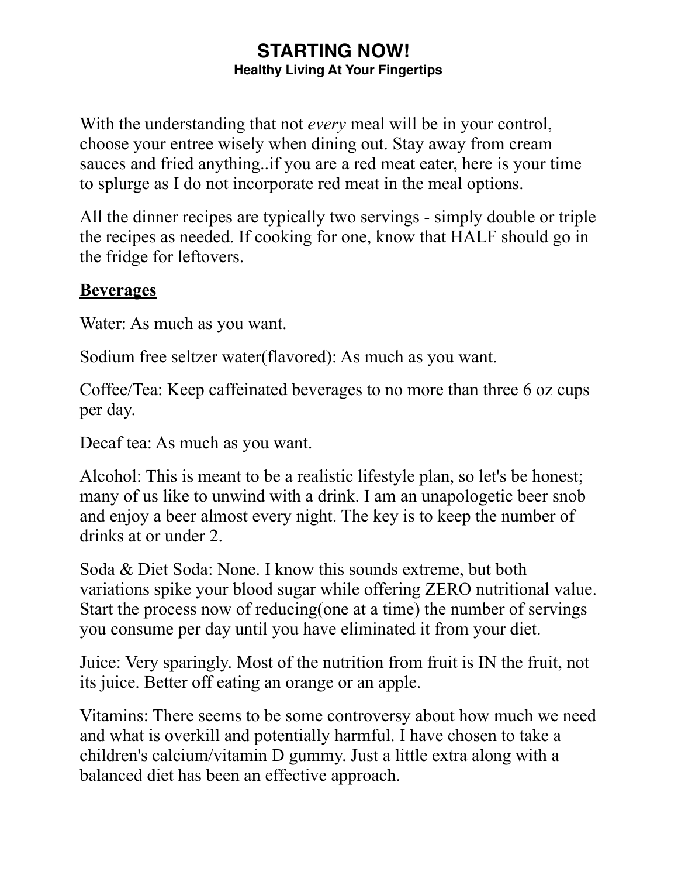# STARTING NOW!

### Healthy Living At Your Fingertips

With the understanding that not *every* meal will be in your control, choose your entree wisely when dining out. Stay away from cream sauces and fried anything..if you are a red meat eater, here is your time to splurge as I do not incorporate red meat in the meal options.

All the dinner recipes are typically two servings - simply double or triple the recipes as needed. If cooking for one, know that HALF should go in the fridge for leftovers.

## Beverages

Water: As much as you want.

Sodium free seltzer water(flavored): As much as you want.

Coffee/Tea: Keep caffeinated beverages to no more than three 6 oz cups per day.

Decaf tea: As much as you want.

Alcohol: This is meant to be a realistic lifestyle plan, so let's be honest; many of us like to unwind with a drink. I am an unapologetic beer snob and enjoy a beer almost every night. The key is to keep the number of drinks at or under 2.

Soda & Diet Soda: None. I know this sounds extreme, but both variations spike your blood sugar while offering ZERO nutritional value. Start the process now of reducing(one at a time) the number of servings you consume per day until you have eliminated it from your diet.

Juice: Very sparingly. Most of the nutrition from fruit is IN the fruit, not its juice. Better off eating an orange or an apple.

Vitamins: There seems to be some controversy about how much we need and what is overkill and potentially harmful. I have chosen to take a children's calcium/vitamin D gummy. Just a little extra along with a balanced diet has been an effective approach.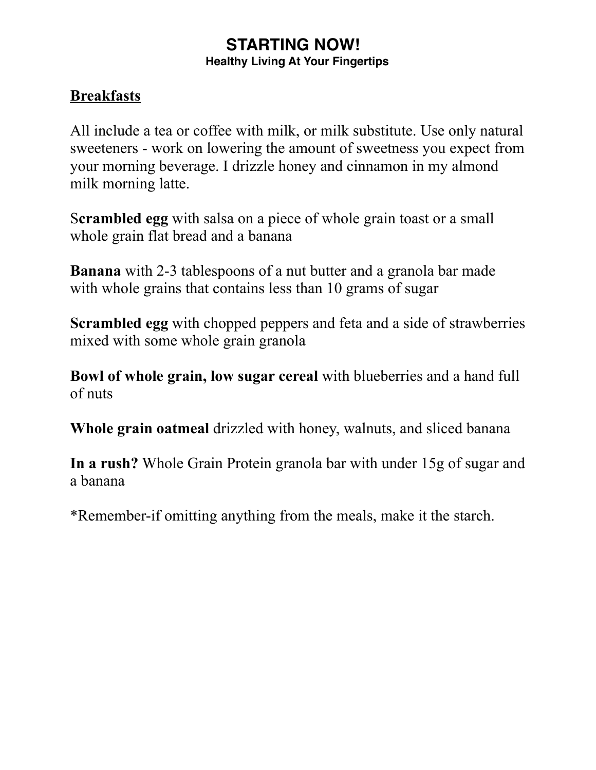# STARTING NOW!

**Healthy Living At Your Fingertips**

## Breakfasts

All include a tea or coffee with milk, or milk substitute. Use only natural sweeteners - work on lowering the amount of sweetness you expect from your morning beverage. I drizzle honey and cinnamon in my almond milk morning latte.

S**crambled egg** with salsa on a piece of whole grain toast or a small whole grain flat bread and a banana

**Banana** with 2-3 tablespoons of a nut butter and a granola bar made with whole grains that contains less than 10 grams of sugar

**Scrambled egg** with chopped peppers and feta and a side of strawberries mixed with some whole grain granola

**Bowl of whole grain, low sugar cereal** with blueberries and a hand full of nuts

**Whole grain oatmeal** drizzled with honey, walnuts, and sliced banana

**In a rush?** Whole Grain Protein granola bar with under 15g of sugar and a banana

*Remember-if omitting anything from the meals, make it the starch.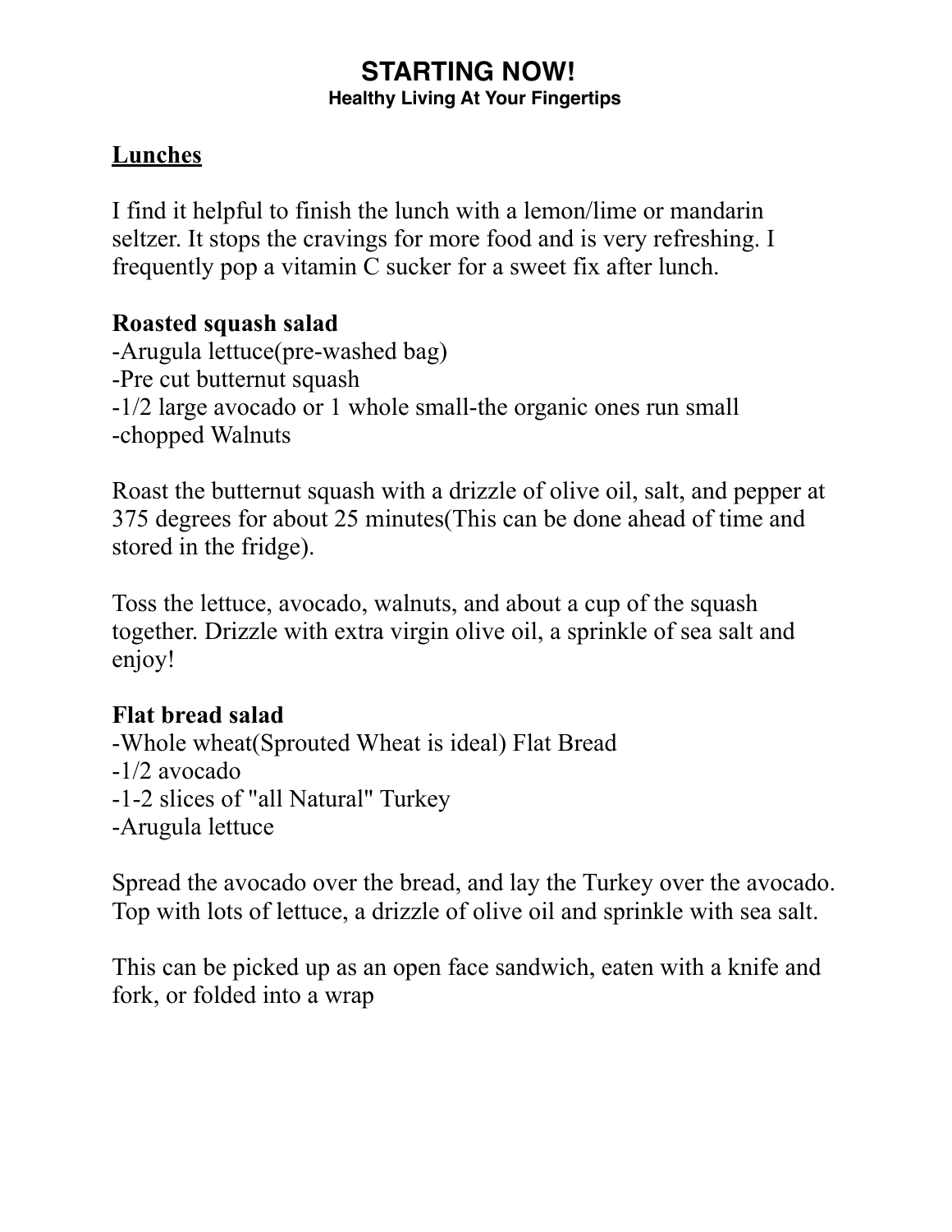## Lunches

I find it helpful to finish the lunch with a lemon/lime or mandarin seltzer. It stops the cravings for more food and is very refreshing. I frequently pop a vitamin C sucker for a sweet fix after lunch.

### Roasted squash salad

- Arugula lettuce(pre-washed bag)
- Pre cut butternut squash
- 1/2 large avocado or 1 whole small-the organic ones run small
- chopped Walnuts

Roast the butternut squash with a drizzle of olive oil, salt, and pepper at 375 degrees for about 25 minutes(This can be done ahead of time and stored in the fridge).

Toss the lettuce, avocado, walnuts, and about a cup of the squash together. Drizzle with extra virgin olive oil, a sprinkle of sea salt and enjoy!

### Flat bread salad

- Whole wheat(Sprouted Wheat is ideal) Flat Bread
- 1/2 avocado
- 1-2 slices of "all Natural" Turkey
- Arugula lettuce

Spread the avocado over the bread, and lay the Turkey over the avocado. Top with lots of lettuce, a drizzle of olive oil and sprinkle with sea salt.

This can be picked up as an open face sandwich, eaten with a knife and fork, or folded into a wrap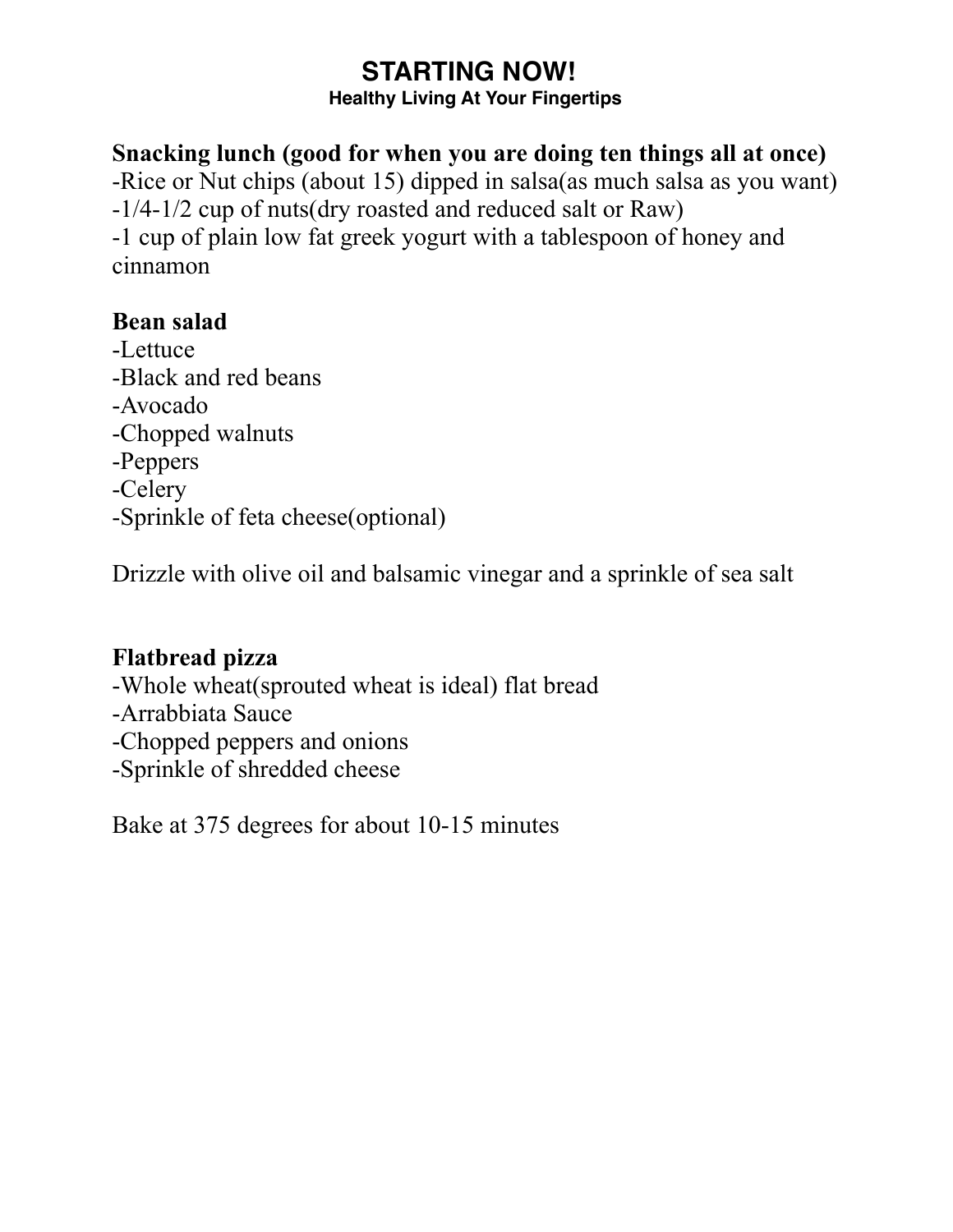# STARTING NOW!

**Healthy Living At Your Fingertips**

**Snacking lunch (good for when you are doing ten things all at once)**

-Rice or Nut chips (about 15) dipped in salsa(as much salsa as you want)
-1/4-1/2 cup of nuts(dry roasted and reduced salt or Raw)
-1 cup of plain low fat greek yogurt with a tablespoon of honey and cinnamon

**Bean salad**

-Lettuce
-Black and red beans
-Avocado
-Chopped walnuts
-Peppers
-Celery
-Sprinkle of feta cheese(optional)

Drizzle with olive oil and balsamic vinegar and a sprinkle of sea salt

**Flatbread pizza**

-Whole wheat(sprouted wheat is ideal) flat bread
-Arrabbiata Sauce
-Chopped peppers and onions
-Sprinkle of shredded cheese

Bake at 375 degrees for about 10-15 minutes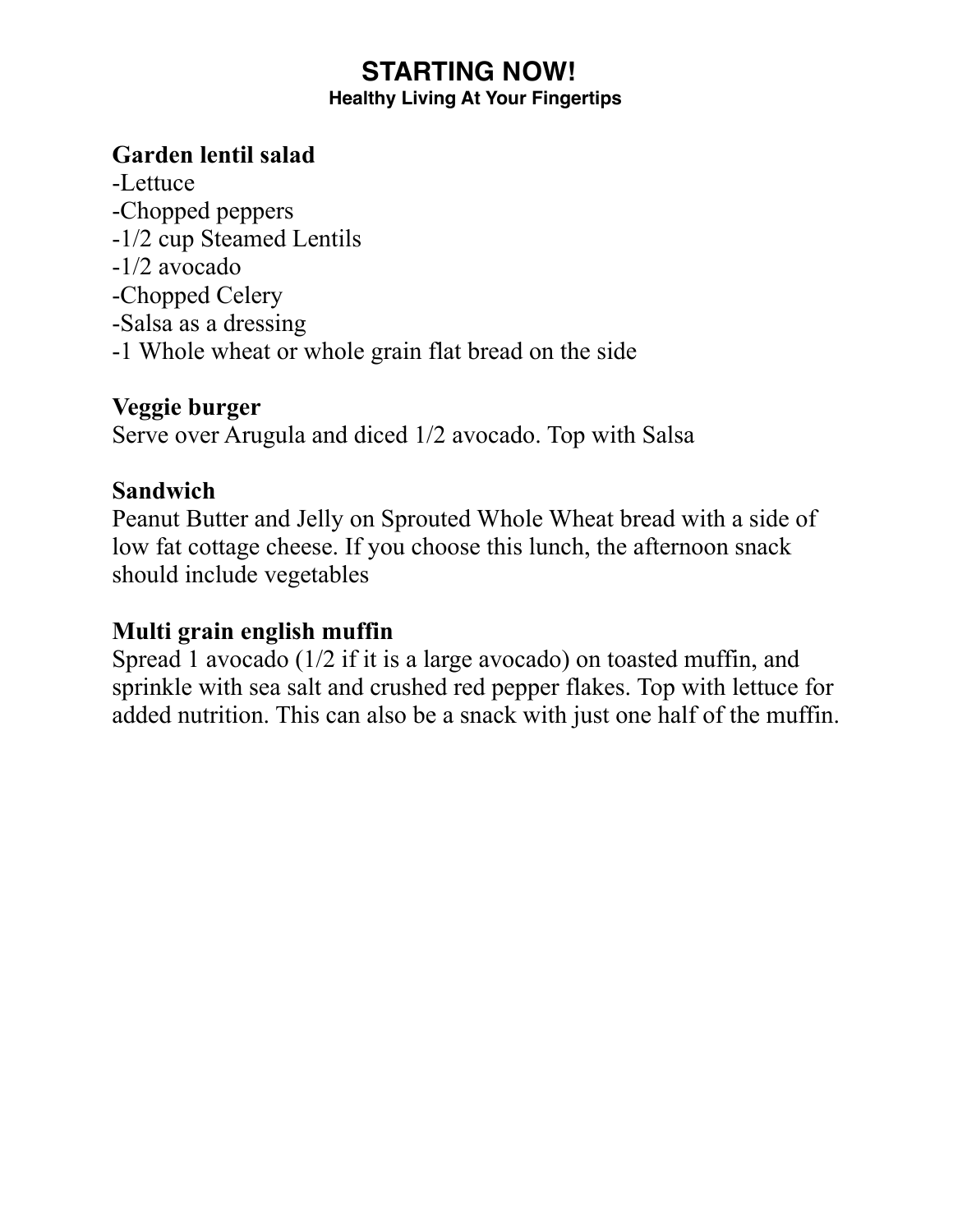# STARTING NOW!

**Healthy Living At Your Fingertips**

**Garden lentil salad**

- -Lettuce
- -Chopped peppers
- -1/2 cup Steamed Lentils
- -1/2 avocado
- -Chopped Celery
- -Salsa as a dressing
- -1 Whole wheat or whole grain flat bread on the side

**Veggie burger**

Serve over Arugula and diced 1/2 avocado. Top with Salsa

**Sandwich**

Peanut Butter and Jelly on Sprouted Whole Wheat bread with a side of low fat cottage cheese. If you choose this lunch, the afternoon snack should include vegetables

**Multi grain english muffin**

Spread 1 avocado (1/2 if it is a large avocado) on toasted muffin, and sprinkle with sea salt and crushed red pepper flakes. Top with lettuce for added nutrition. This can also be a snack with just one half of the muffin.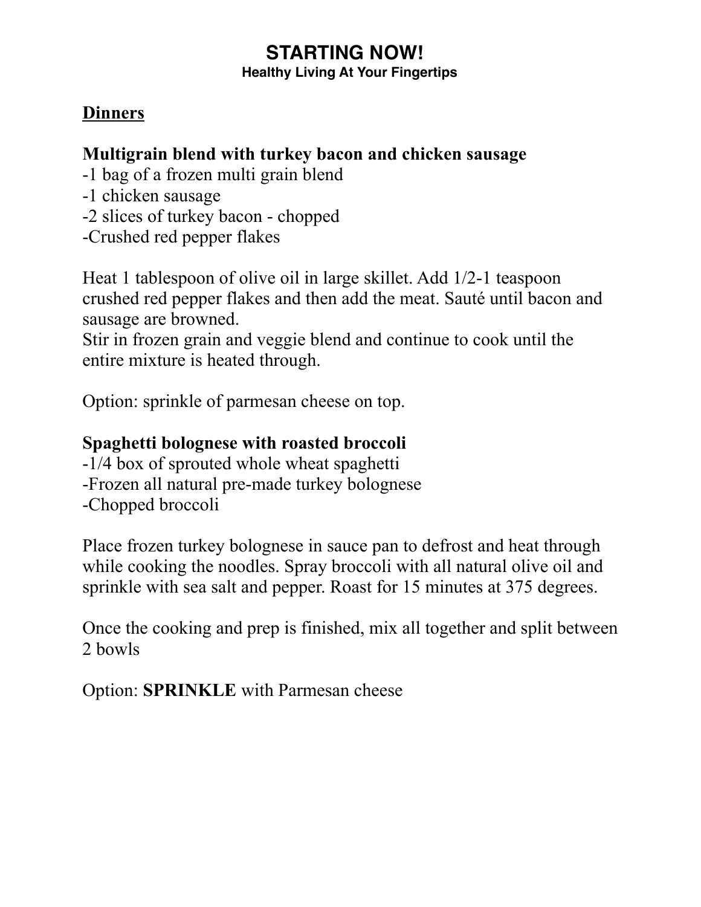# STARTING NOW!

**Healthy Living At Your Fingertips**

## Dinners

### Multigrain blend with turkey bacon and chicken sausage

-1 bag of a frozen multi grain blend
-1 chicken sausage
-2 slices of turkey bacon - chopped
-Crushed red pepper flakes

Heat 1 tablespoon of olive oil in large skillet. Add 1/2-1 teaspoon crushed red pepper flakes and then add the meat. Sauté until bacon and sausage are browned.
Stir in frozen grain and veggie blend and continue to cook until the entire mixture is heated through.

Option: sprinkle of parmesan cheese on top.

### Spaghetti bolognese with roasted broccoli

-1/4 box of sprouted whole wheat spaghetti
-Frozen all natural pre-made turkey bolognese
-Chopped broccoli

Place frozen turkey bolognese in sauce pan to defrost and heat through while cooking the noodles. Spray broccoli with all natural olive oil and sprinkle with sea salt and pepper. Roast for 15 minutes at 375 degrees.

Once the cooking and prep is finished, mix all together and split between 2 bowls

Option: **SPRINKLE** with Parmesan cheese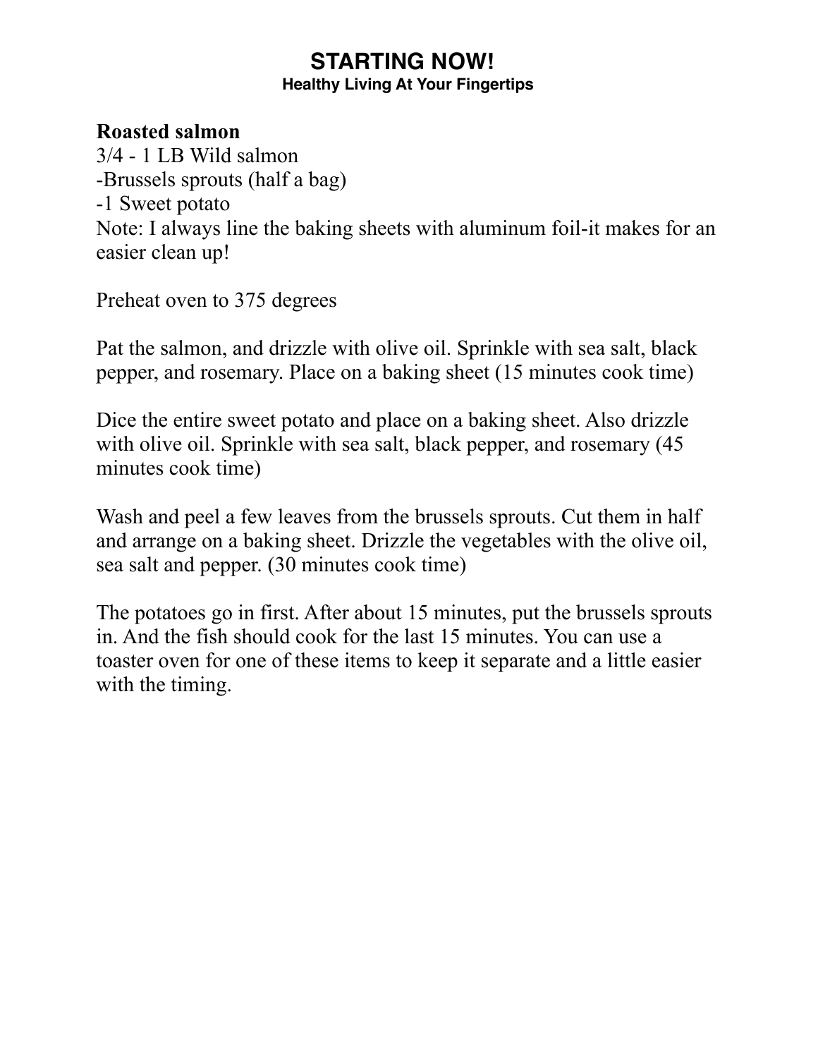**Roasted salmon**

3/4 - 1 LB Wild salmon

-Brussels sprouts (half a bag)

-1 Sweet potato

Note: I always line the baking sheets with aluminum foil-it makes for an easier clean up!

Preheat oven to 375 degrees

Pat the salmon, and drizzle with olive oil. Sprinkle with sea salt, black pepper, and rosemary. Place on a baking sheet (15 minutes cook time)

Dice the entire sweet potato and place on a baking sheet. Also drizzle with olive oil. Sprinkle with sea salt, black pepper, and rosemary (45 minutes cook time)

Wash and peel a few leaves from the brussels sprouts. Cut them in half and arrange on a baking sheet. Drizzle the vegetables with the olive oil, sea salt and pepper. (30 minutes cook time)

The potatoes go in first. After about 15 minutes, put the brussels sprouts in. And the fish should cook for the last 15 minutes. You can use a toaster oven for one of these items to keep it separate and a little easier with the timing.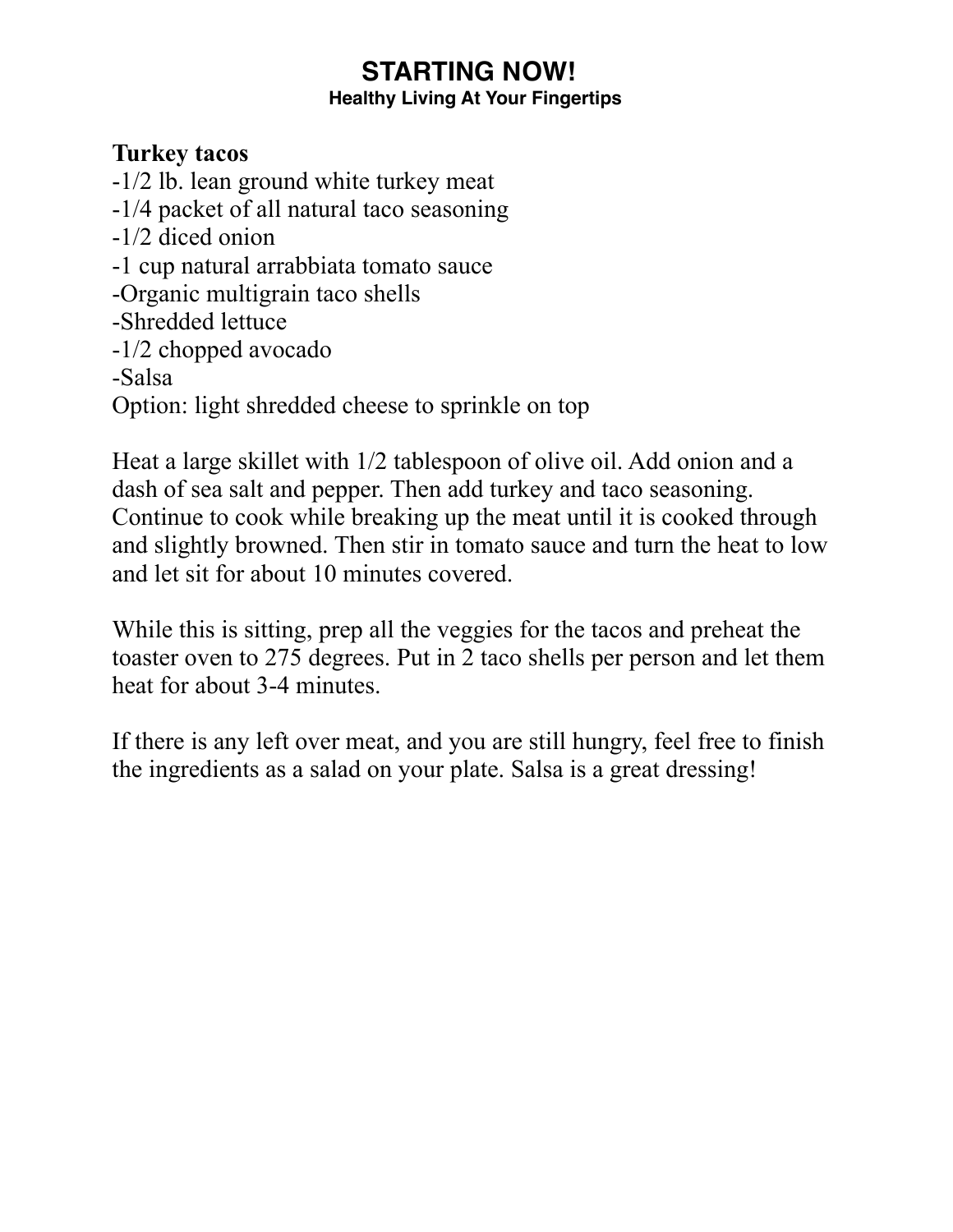**Turkey tacos**

- 1/2 lb. lean ground white turkey meat
- 1/4 packet of all natural taco seasoning
- 1/2 diced onion
- 1 cup natural arrabbiata tomato sauce
- Organic multigrain taco shells
- Shredded lettuce
- 1/2 chopped avocado
- Salsa

Option: light shredded cheese to sprinkle on top

Heat a large skillet with 1/2 tablespoon of olive oil. Add onion and a dash of sea salt and pepper. Then add turkey and taco seasoning. Continue to cook while breaking up the meat until it is cooked through and slightly browned. Then stir in tomato sauce and turn the heat to low and let sit for about 10 minutes covered.

While this is sitting, prep all the veggies for the tacos and preheat the toaster oven to 275 degrees. Put in 2 taco shells per person and let them heat for about 3-4 minutes.

If there is any left over meat, and you are still hungry, feel free to finish the ingredients as a salad on your plate. Salsa is a great dressing!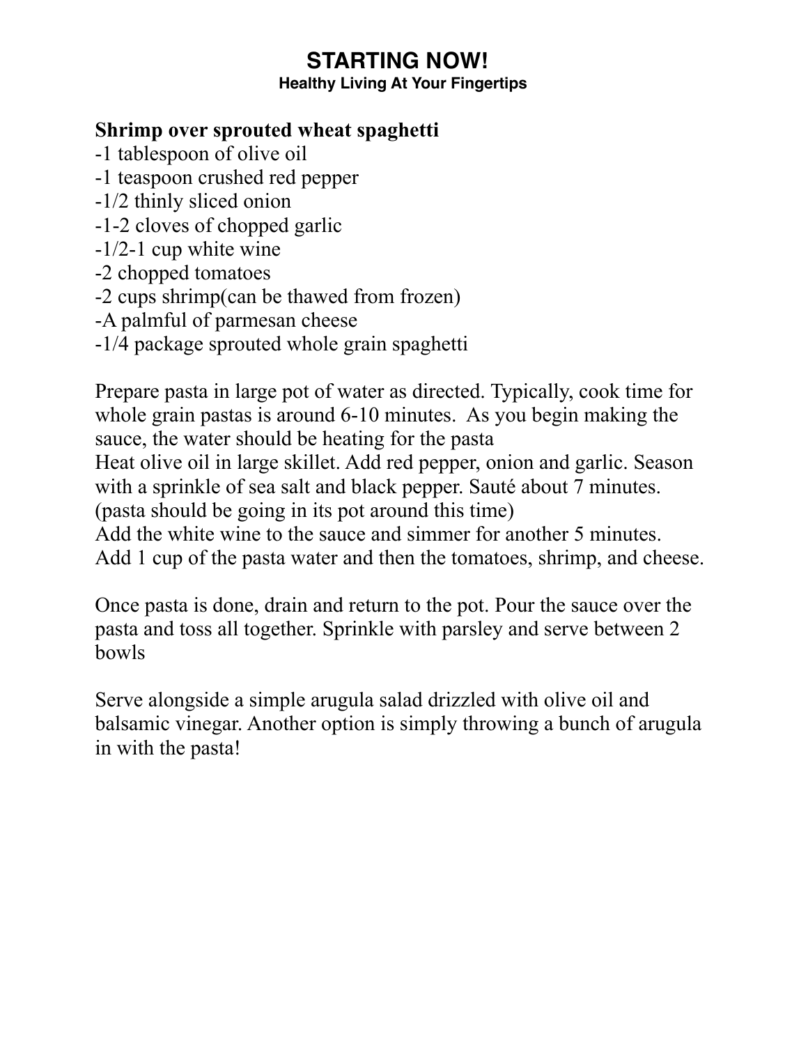**Shrimp over sprouted wheat spaghetti**

- 1 tablespoon of olive oil
- 1 teaspoon crushed red pepper
- 1/2 thinly sliced onion
- 1-2 cloves of chopped garlic
- 1/2-1 cup white wine
- 2 chopped tomatoes
- 2 cups shrimp(can be thawed from frozen)
- A palmful of parmesan cheese
- 1/4 package sprouted whole grain spaghetti

Prepare pasta in large pot of water as directed. Typically, cook time for whole grain pastas is around 6-10 minutes. As you begin making the sauce, the water should be heating for the pasta

Heat olive oil in large skillet. Add red pepper, onion and garlic. Season with a sprinkle of sea salt and black pepper. Sauté about 7 minutes. (pasta should be going in its pot around this time)

Add the white wine to the sauce and simmer for another 5 minutes. Add 1 cup of the pasta water and then the tomatoes, shrimp, and cheese.

Once pasta is done, drain and return to the pot. Pour the sauce over the pasta and toss all together. Sprinkle with parsley and serve between 2 bowls

Serve alongside a simple arugula salad drizzled with olive oil and balsamic vinegar. Another option is simply throwing a bunch of arugula in with the pasta!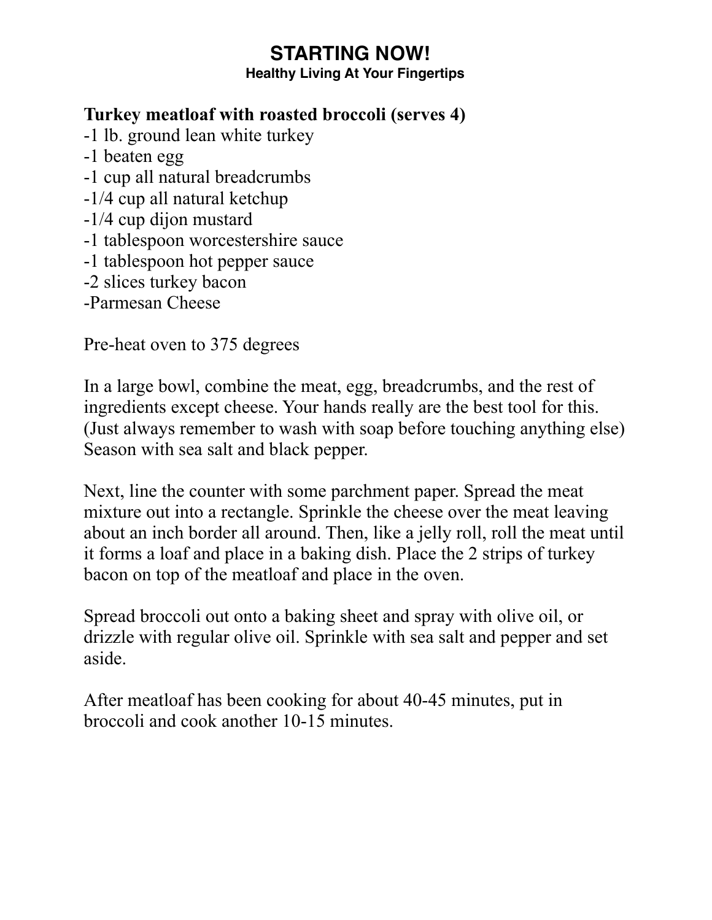**STARTING NOW!**
**Healthy Living At Your Fingertips**

## Turkey meatloaf with roasted broccoli (serves 4)

-1 lb. ground lean white turkey
-1 beaten egg
-1 cup all natural breadcrumbs
-1/4 cup all natural ketchup
-1/4 cup dijon mustard
-1 tablespoon worcestershire sauce
-1 tablespoon hot pepper sauce
-2 slices turkey bacon
-Parmesan Cheese

Pre-heat oven to 375 degrees

In a large bowl, combine the meat, egg, breadcrumbs, and the rest of ingredients except cheese. Your hands really are the best tool for this. (Just always remember to wash with soap before touching anything else) Season with sea salt and black pepper.

Next, line the counter with some parchment paper. Spread the meat mixture out into a rectangle. Sprinkle the cheese over the meat leaving about an inch border all around. Then, like a jelly roll, roll the meat until it forms a loaf and place in a baking dish. Place the 2 strips of turkey bacon on top of the meatloaf and place in the oven.

Spread broccoli out onto a baking sheet and spray with olive oil, or drizzle with regular olive oil. Sprinkle with sea salt and pepper and set aside.

After meatloaf has been cooking for about 40-45 minutes, put in broccoli and cook another 10-15 minutes.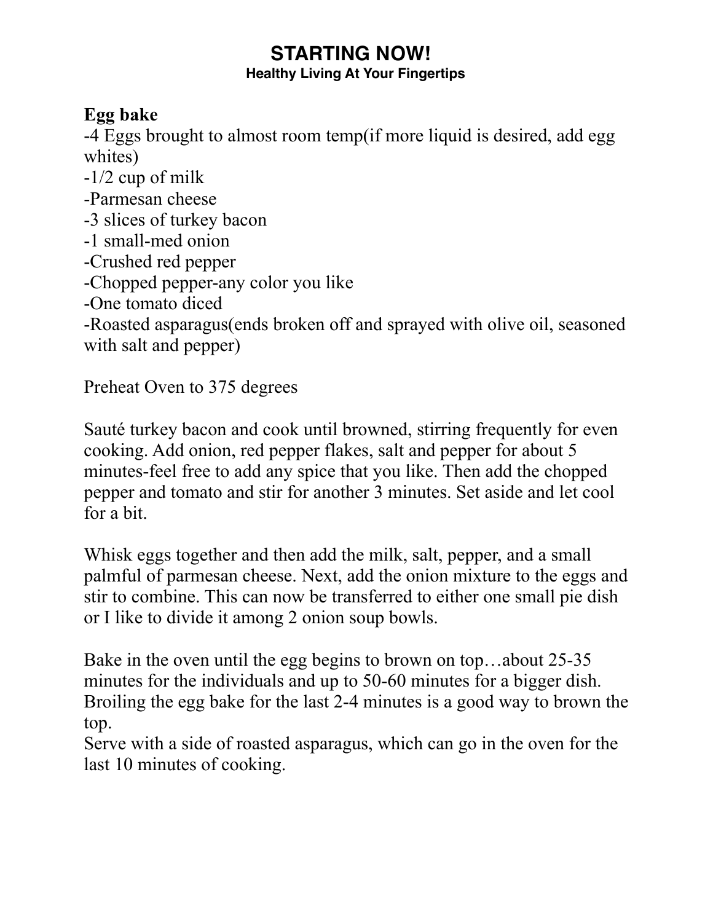# STARTING NOW!

**Healthy Living At Your Fingertips**

## Egg bake

- 4 Eggs brought to almost room temp(if more liquid is desired, add egg whites)
- 1/2 cup of milk
- Parmesan cheese
- 3 slices of turkey bacon
- 1 small-med onion
- Crushed red pepper
- Chopped pepper-any color you like
- One tomato diced
- Roasted asparagus(ends broken off and sprayed with olive oil, seasoned with salt and pepper)

Preheat Oven to 375 degrees

Sauté turkey bacon and cook until browned, stirring frequently for even cooking. Add onion, red pepper flakes, salt and pepper for about 5 minutes-feel free to add any spice that you like. Then add the chopped pepper and tomato and stir for another 3 minutes. Set aside and let cool for a bit.

Whisk eggs together and then add the milk, salt, pepper, and a small palmful of parmesan cheese. Next, add the onion mixture to the eggs and stir to combine. This can now be transferred to either one small pie dish or I like to divide it among 2 onion soup bowls.

Bake in the oven until the egg begins to brown on top…about 25-35 minutes for the individuals and up to 50-60 minutes for a bigger dish. Broiling the egg bake for the last 2-4 minutes is a good way to brown the top.
Serve with a side of roasted asparagus, which can go in the oven for the last 10 minutes of cooking.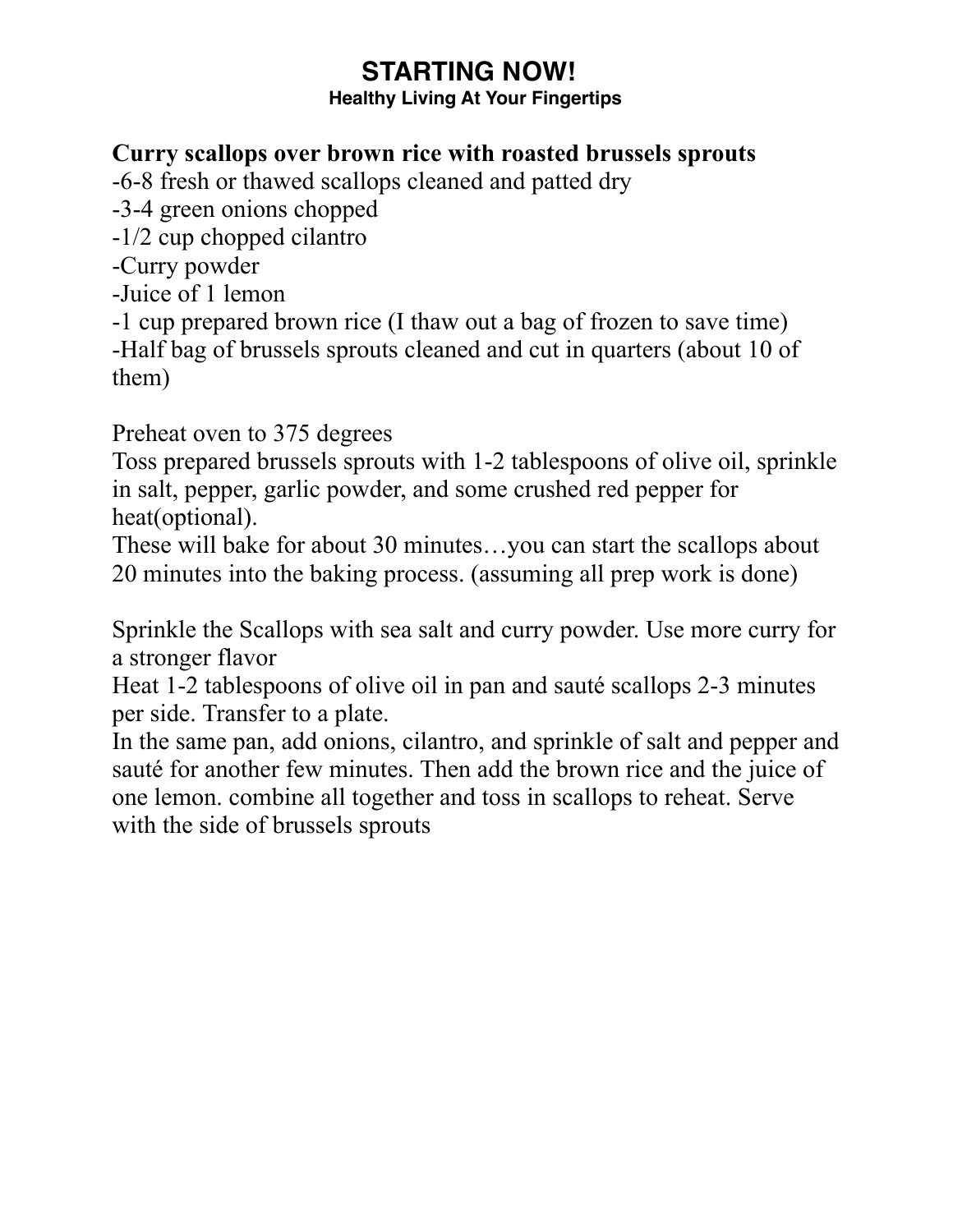# STARTING NOW!

### Healthy Living At Your Fingertips

**Curry scallops over brown rice with roasted brussels sprouts**

-6-8 fresh or thawed scallops cleaned and patted dry
-3-4 green onions chopped
-1/2 cup chopped cilantro
-Curry powder
-Juice of 1 lemon
-1 cup prepared brown rice (I thaw out a bag of frozen to save time)
-Half bag of brussels sprouts cleaned and cut in quarters (about 10 of them)

Preheat oven to 375 degrees
Toss prepared brussels sprouts with 1-2 tablespoons of olive oil, sprinkle in salt, pepper, garlic powder, and some crushed red pepper for heat(optional).
These will bake for about 30 minutes…you can start the scallops about 20 minutes into the baking process. (assuming all prep work is done)

Sprinkle the Scallops with sea salt and curry powder. Use more curry for a stronger flavor
Heat 1-2 tablespoons of olive oil in pan and sauté scallops 2-3 minutes per side. Transfer to a plate.
In the same pan, add onions, cilantro, and sprinkle of salt and pepper and sauté for another few minutes. Then add the brown rice and the juice of one lemon. combine all together and toss in scallops to reheat. Serve with the side of brussels sprouts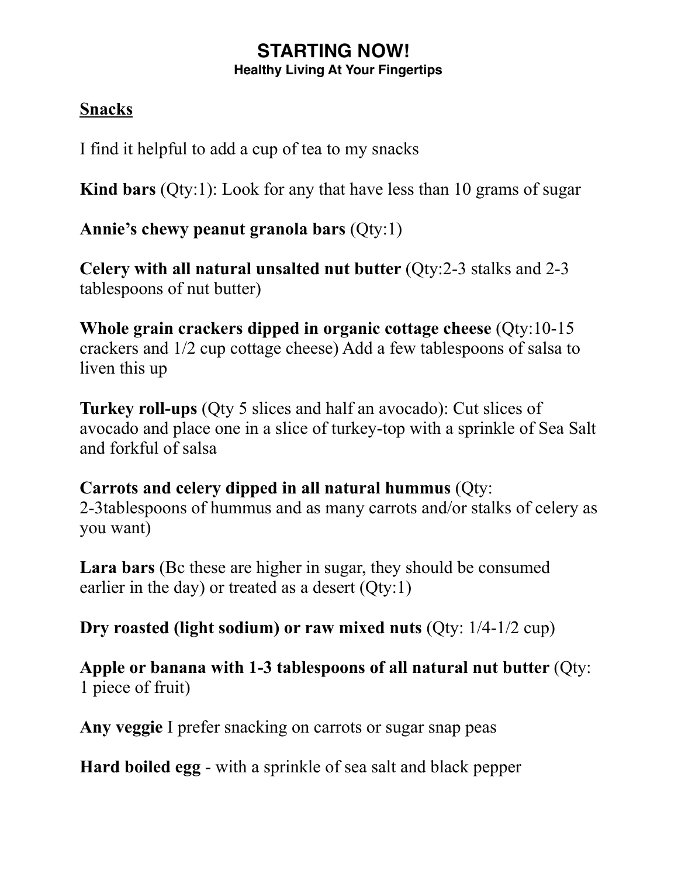# STARTING NOW!
### Healthy Living At Your Fingertips

## Snacks

I find it helpful to add a cup of tea to my snacks

**Kind bars** (Qty:1): Look for any that have less than 10 grams of sugar

**Annie's chewy peanut granola bars** (Qty:1)

**Celery with all natural unsalted nut butter** (Qty:2-3 stalks and 2-3 tablespoons of nut butter)

**Whole grain crackers dipped in organic cottage cheese** (Qty:10-15 crackers and 1/2 cup cottage cheese) Add a few tablespoons of salsa to liven this up

**Turkey roll-ups** (Qty 5 slices and half an avocado): Cut slices of avocado and place one in a slice of turkey-top with a sprinkle of Sea Salt and forkful of salsa

**Carrots and celery dipped in all natural hummus** (Qty: 2-3tablespoons of hummus and as many carrots and/or stalks of celery as you want)

**Lara bars** (Bc these are higher in sugar, they should be consumed earlier in the day) or treated as a desert (Qty:1)

**Dry roasted (light sodium) or raw mixed nuts** (Qty: 1/4-1/2 cup)

**Apple or banana with 1-3 tablespoons of all natural nut butter** (Qty: 1 piece of fruit)

**Any veggie** I prefer snacking on carrots or sugar snap peas

**Hard boiled egg** - with a sprinkle of sea salt and black pepper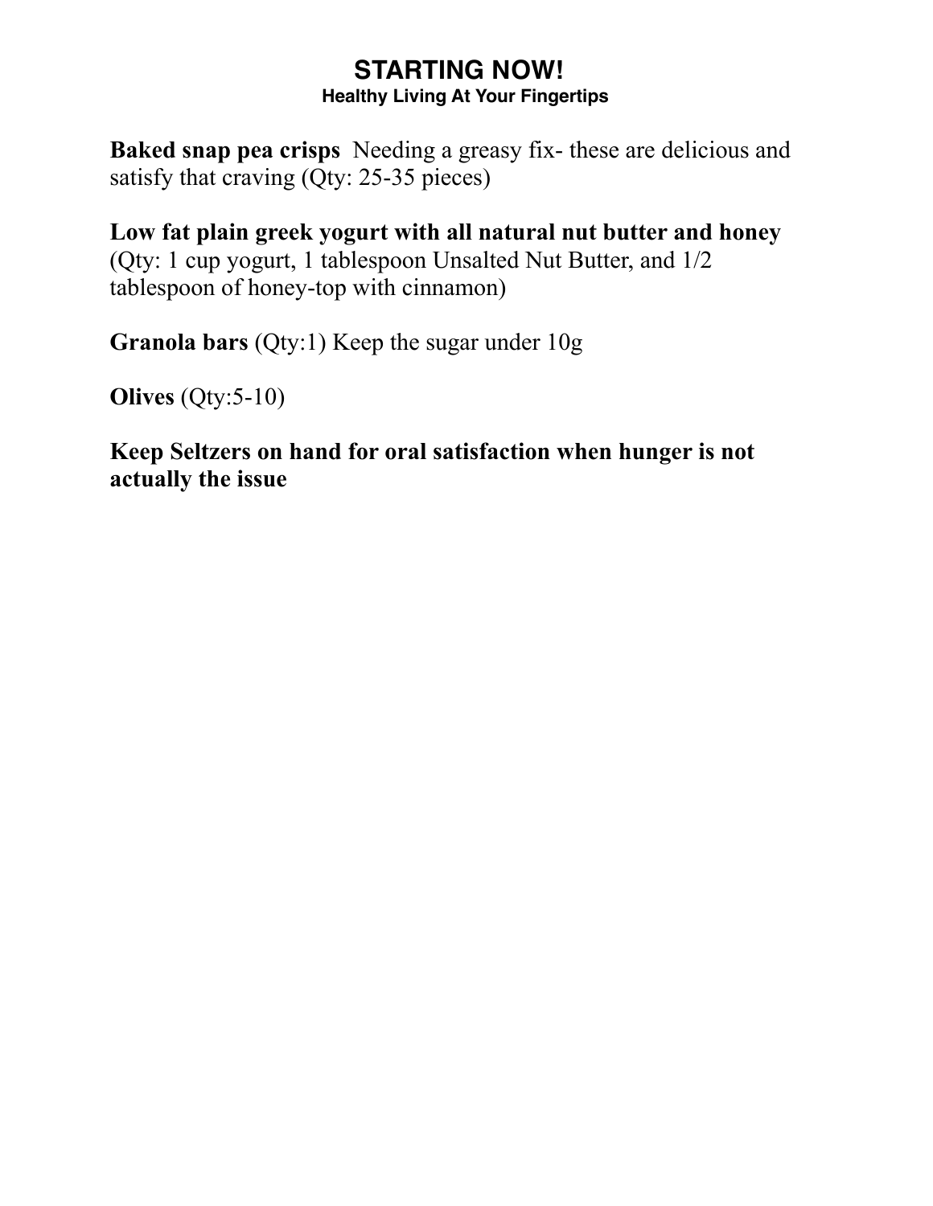# STARTING NOW!

### Healthy Living At Your Fingertips

**Baked snap pea crisps** Needing a greasy fix- these are delicious and satisfy that craving (Qty: 25-35 pieces)

**Low fat plain greek yogurt with all natural nut butter and honey** (Qty: 1 cup yogurt, 1 tablespoon Unsalted Nut Butter, and 1/2 tablespoon of honey-top with cinnamon)

**Granola bars** (Qty:1) Keep the sugar under 10g

**Olives** (Qty:5-10)

**Keep Seltzers on hand for oral satisfaction when hunger is not actually the issue**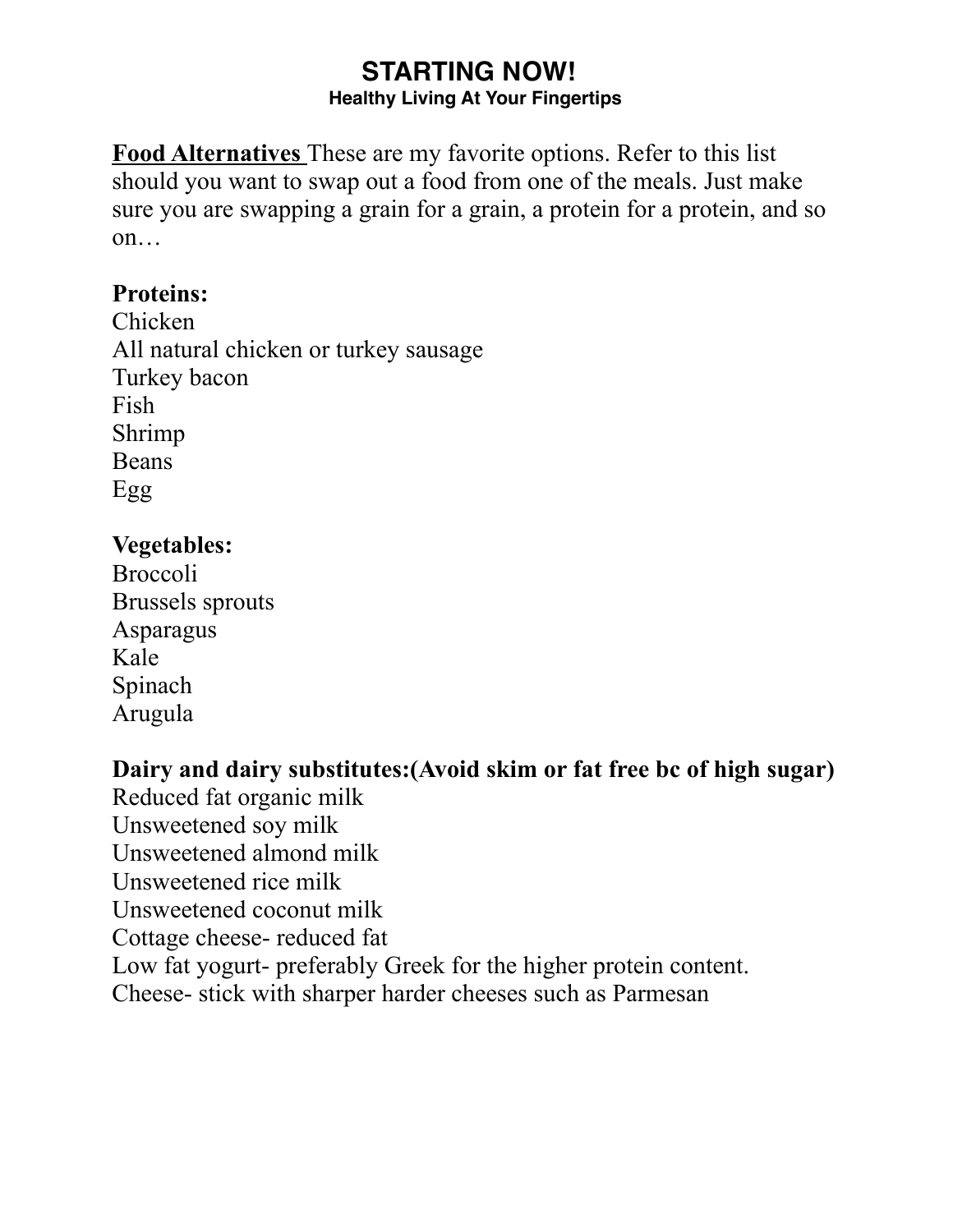# STARTING NOW!

### Healthy Living At Your Fingertips

**Food Alternatives** These are my favorite options. Refer to this list should you want to swap out a food from one of the meals. Just make sure you are swapping a grain for a grain, a protein for a protein, and so on…

**Proteins:**
Chicken
All natural chicken or turkey sausage
Turkey bacon
Fish
Shrimp
Beans
Egg

**Vegetables:**
Broccoli
Brussels sprouts
Asparagus
Kale
Spinach
Arugula

**Dairy and dairy substitutes:(Avoid skim or fat free bc of high sugar)**
Reduced fat organic milk
Unsweetened soy milk
Unsweetened almond milk
Unsweetened rice milk
Unsweetened coconut milk
Cottage cheese- reduced fat
Low fat yogurt- preferably Greek for the higher protein content.
Cheese- stick with sharper harder cheeses such as Parmesan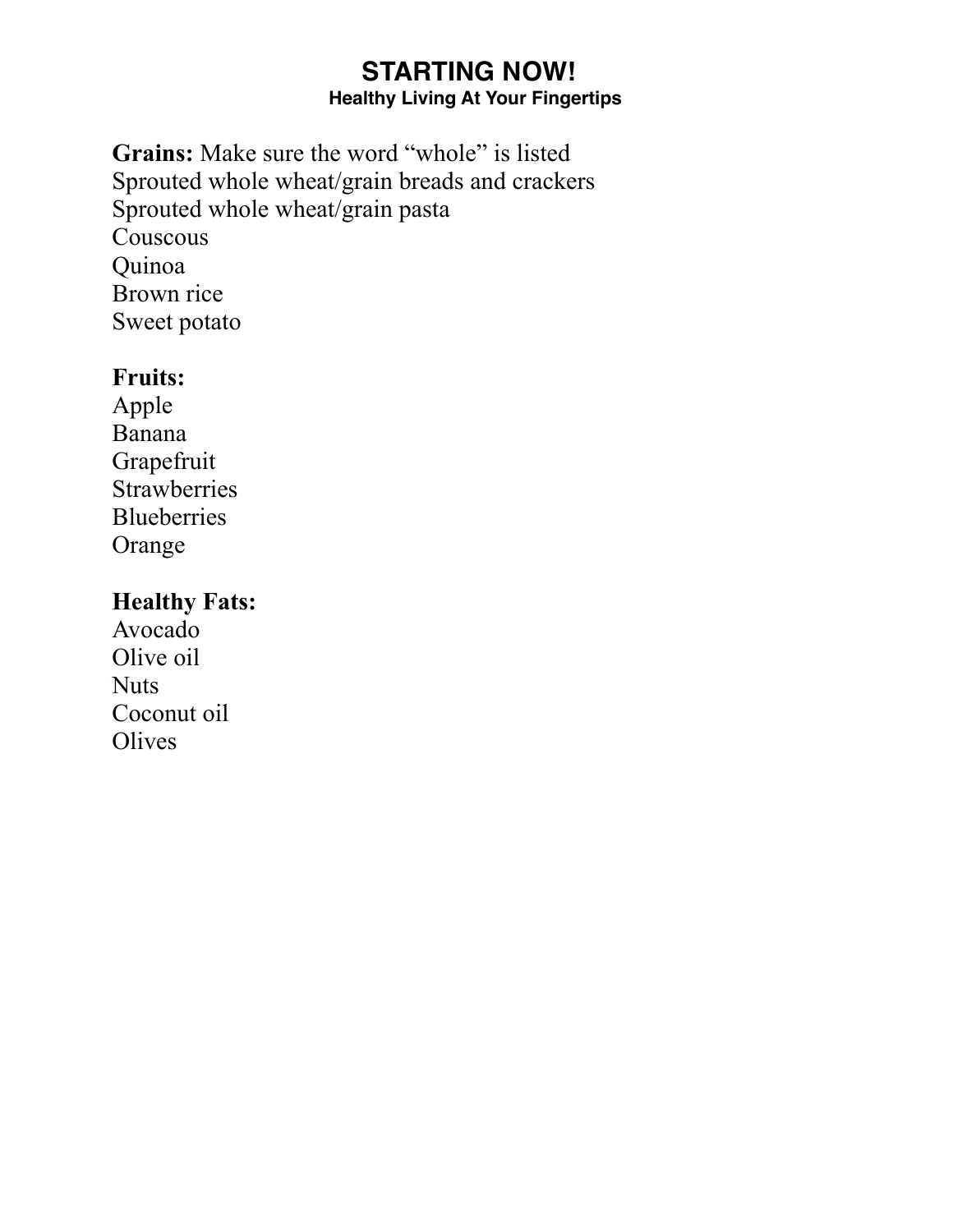# STARTING NOW!

### Healthy Living At Your Fingertips

**Grains:** Make sure the word "whole" is listed
Sprouted whole wheat/grain breads and crackers
Sprouted whole wheat/grain pasta
Couscous
Quinoa
Brown rice
Sweet potato

**Fruits:**
Apple
Banana
Grapefruit
Strawberries
Blueberries
Orange

**Healthy Fats:**
Avocado
Olive oil
Nuts
Coconut oil
Olives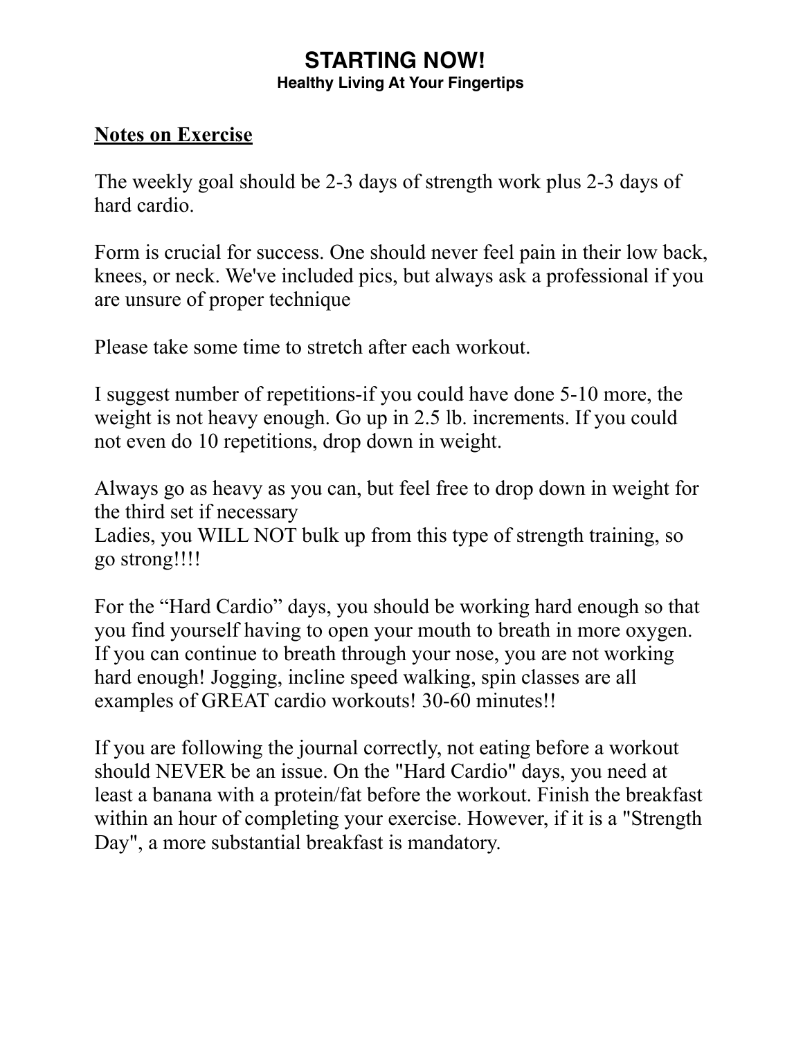# STARTING NOW!

### Healthy Living At Your Fingertips

## Notes on Exercise

The weekly goal should be 2-3 days of strength work plus 2-3 days of hard cardio.

Form is crucial for success. One should never feel pain in their low back, knees, or neck. We've included pics, but always ask a professional if you are unsure of proper technique

Please take some time to stretch after each workout.

I suggest number of repetitions-if you could have done 5-10 more, the weight is not heavy enough. Go up in 2.5 lb. increments. If you could not even do 10 repetitions, drop down in weight.

Always go as heavy as you can, but feel free to drop down in weight for the third set if necessary
Ladies, you WILL NOT bulk up from this type of strength training, so go strong!!!!

For the “Hard Cardio” days, you should be working hard enough so that you find yourself having to open your mouth to breath in more oxygen. If you can continue to breath through your nose, you are not working hard enough! Jogging, incline speed walking, spin classes are all examples of GREAT cardio workouts! 30-60 minutes!!

If you are following the journal correctly, not eating before a workout should NEVER be an issue. On the "Hard Cardio" days, you need at least a banana with a protein/fat before the workout. Finish the breakfast within an hour of completing your exercise. However, if it is a "Strength Day", a more substantial breakfast is mandatory.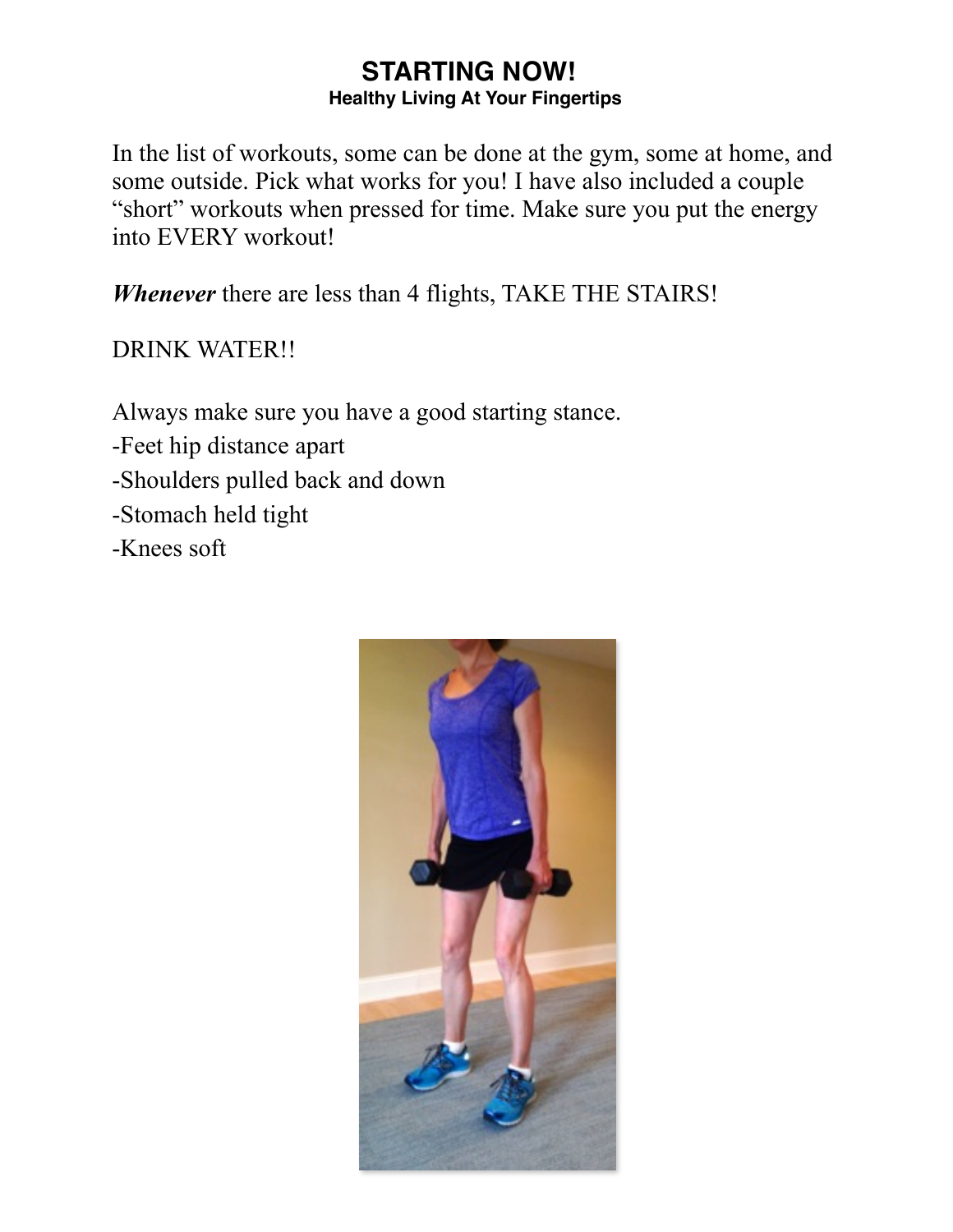# STARTING NOW!
### Healthy Living At Your Fingertips

In the list of workouts, some can be done at the gym, some at home, and some outside. Pick what works for you! I have also included a couple “short” workouts when pressed for time. Make sure you put the energy into EVERY workout!

***Whenever*** there are less than 4 flights, TAKE THE STAIRS!

DRINK WATER!!

Always make sure you have a good starting stance.

- Feet hip distance apart
- Shoulders pulled back and down
- Stomach held tight
- Knees soft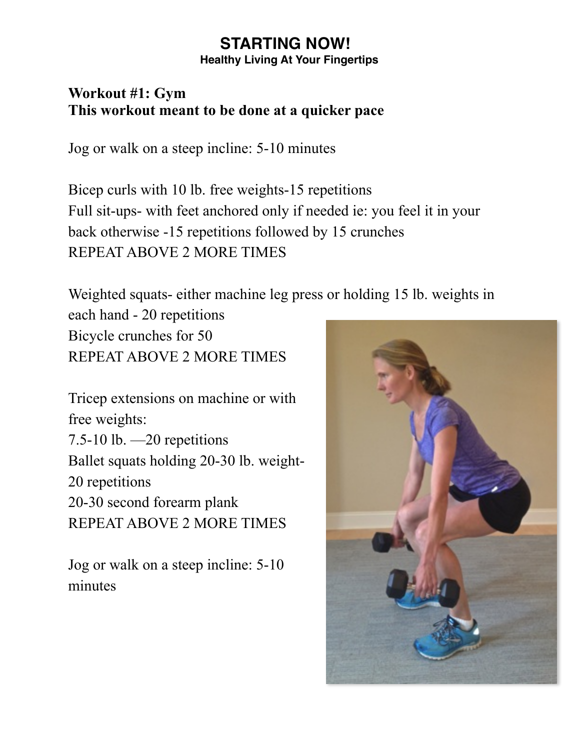**STARTING NOW!**
**Healthy Living At Your Fingertips**

**Workout #1: Gym**
**This workout meant to be done at a quicker pace**

Jog or walk on a steep incline: 5-10 minutes

Bicep curls with 10 lb. free weights-15 repetitions
Full sit-ups- with feet anchored only if needed ie: you feel it in your back otherwise -15 repetitions followed by 15 crunches
REPEAT ABOVE 2 MORE TIMES

Weighted squats- either machine leg press or holding 15 lb. weights in each hand - 20 repetitions
Bicycle crunches for 50
REPEAT ABOVE 2 MORE TIMES

Tricep extensions on machine or with free weights:
7.5-10 lb. —20 repetitions
Ballet squats holding 20-30 lb. weight- 20 repetitions
20-30 second forearm plank
REPEAT ABOVE 2 MORE TIMES

Jog or walk on a steep incline: 5-10 minutes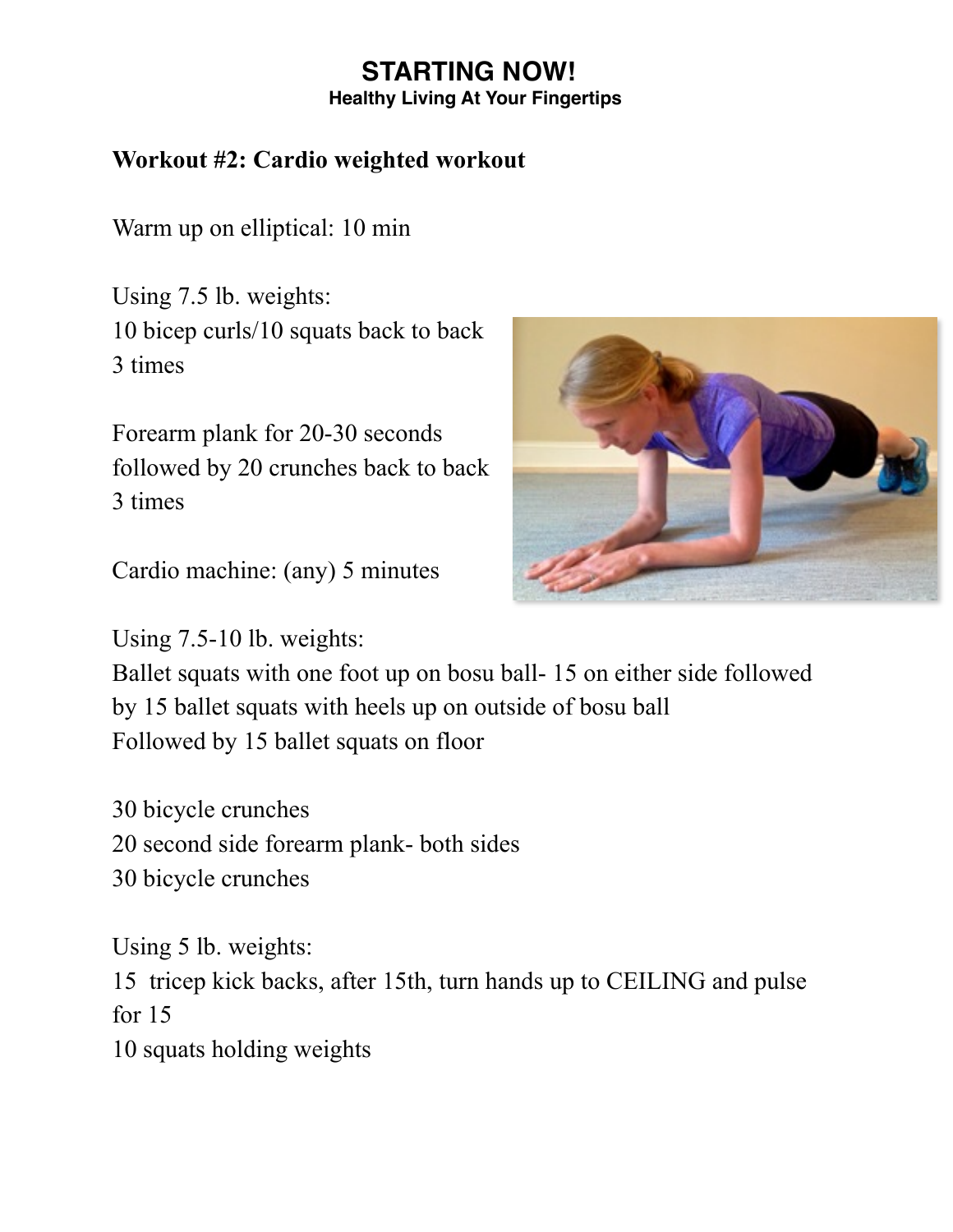# STARTING NOW!
**Healthy Living At Your Fingertips**

## Workout #2: Cardio weighted workout

Warm up on elliptical: 10 min

Using 7.5 lb. weights:
10 bicep curls/10 squats back to back
3 times

Forearm plank for 20-30 seconds
followed by 20 crunches back to back
3 times

Cardio machine: (any) 5 minutes

Using 7.5-10 lb. weights:
Ballet squats with one foot up on bosu ball- 15 on either side followed by 15 ballet squats with heels up on outside of bosu ball
Followed by 15 ballet squats on floor

30 bicycle crunches
20 second side forearm plank- both sides
30 bicycle crunches

Using 5 lb. weights:
15 tricep kick backs, after 15th, turn hands up to CEILING and pulse for 15
10 squats holding weights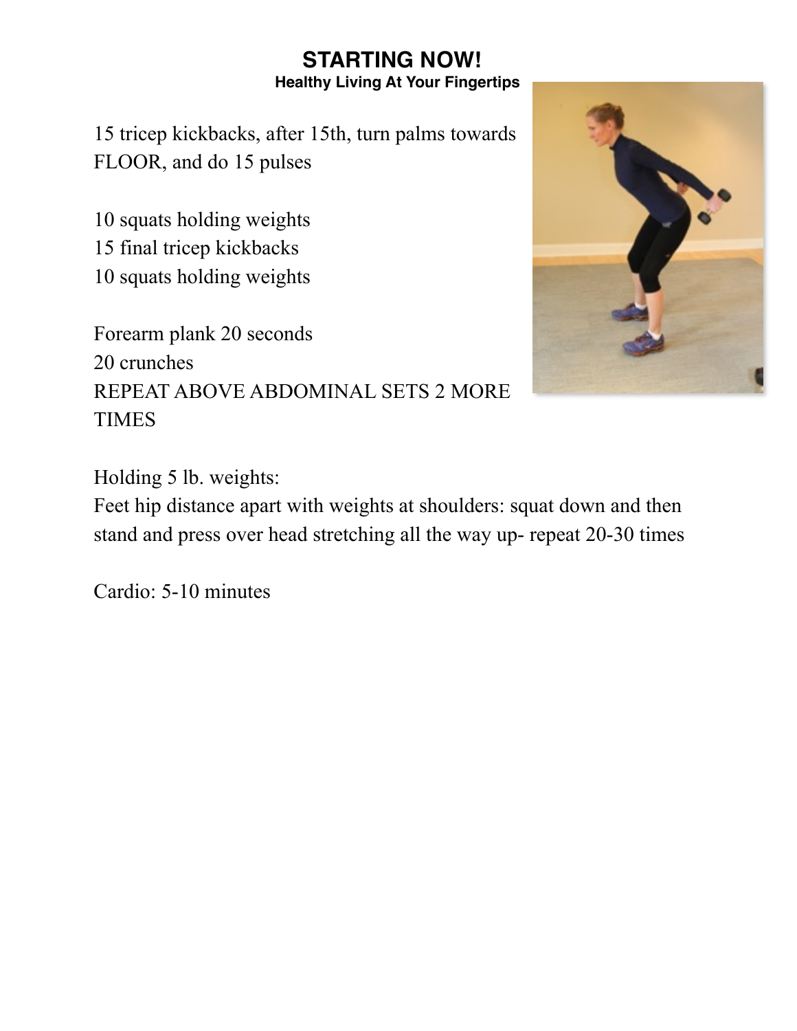# STARTING NOW!

**Healthy Living At Your Fingertips**

15 tricep kickbacks, after 15th, turn palms towards FLOOR, and do 15 pulses

10 squats holding weights
15 final tricep kickbacks
10 squats holding weights

Forearm plank 20 seconds
20 crunches
REPEAT ABOVE ABDOMINAL SETS 2 MORE TIMES

Holding 5 lb. weights:
Feet hip distance apart with weights at shoulders: squat down and then stand and press over head stretching all the way up- repeat 20-30 times

Cardio: 5-10 minutes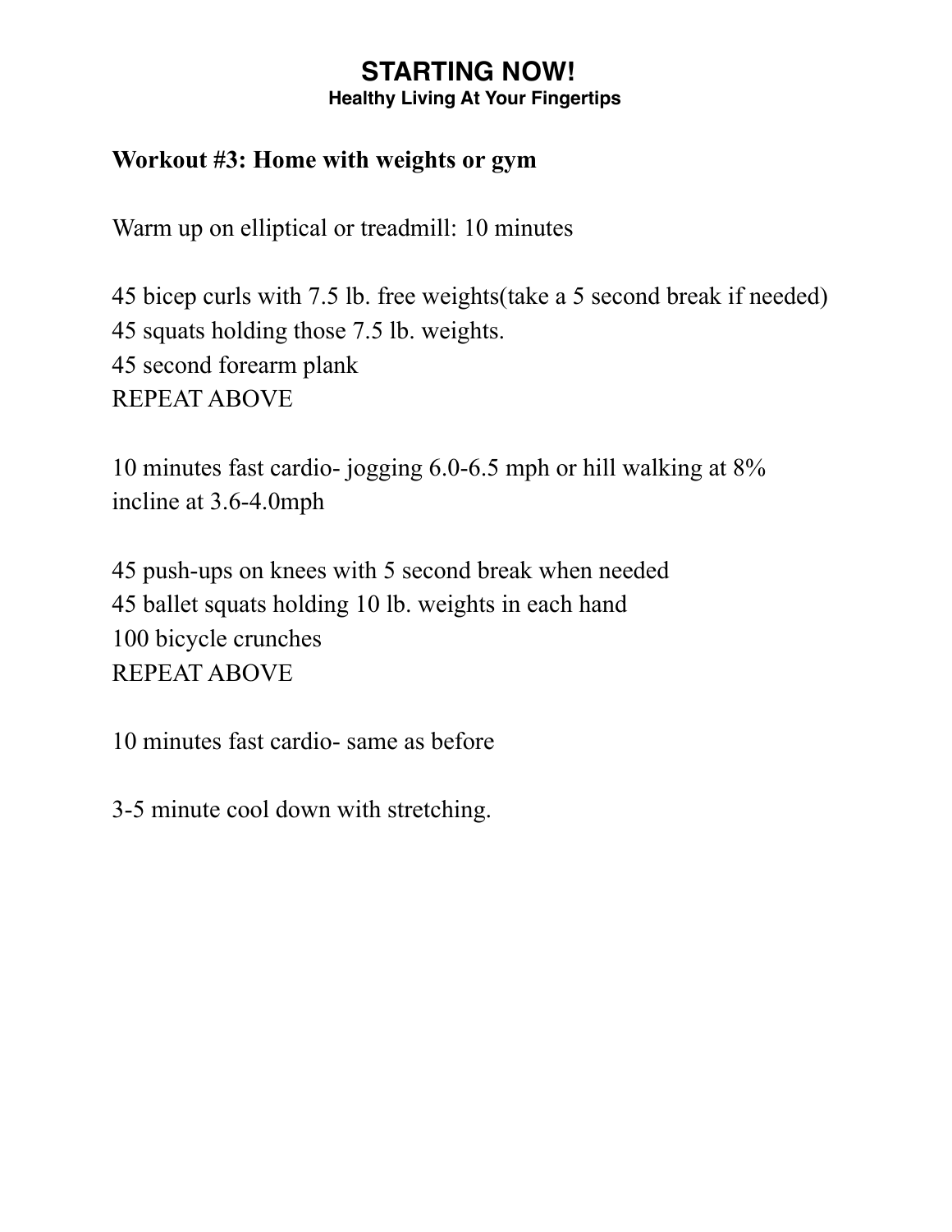## Workout #3: Home with weights or gym

Warm up on elliptical or treadmill: 10 minutes

45 bicep curls with 7.5 lb. free weights(take a 5 second break if needed)
45 squats holding those 7.5 lb. weights.
45 second forearm plank
REPEAT ABOVE

10 minutes fast cardio- jogging 6.0-6.5 mph or hill walking at 8% incline at 3.6-4.0mph

45 push-ups on knees with 5 second break when needed
45 ballet squats holding 10 lb. weights in each hand
100 bicycle crunches
REPEAT ABOVE

10 minutes fast cardio- same as before

3-5 minute cool down with stretching.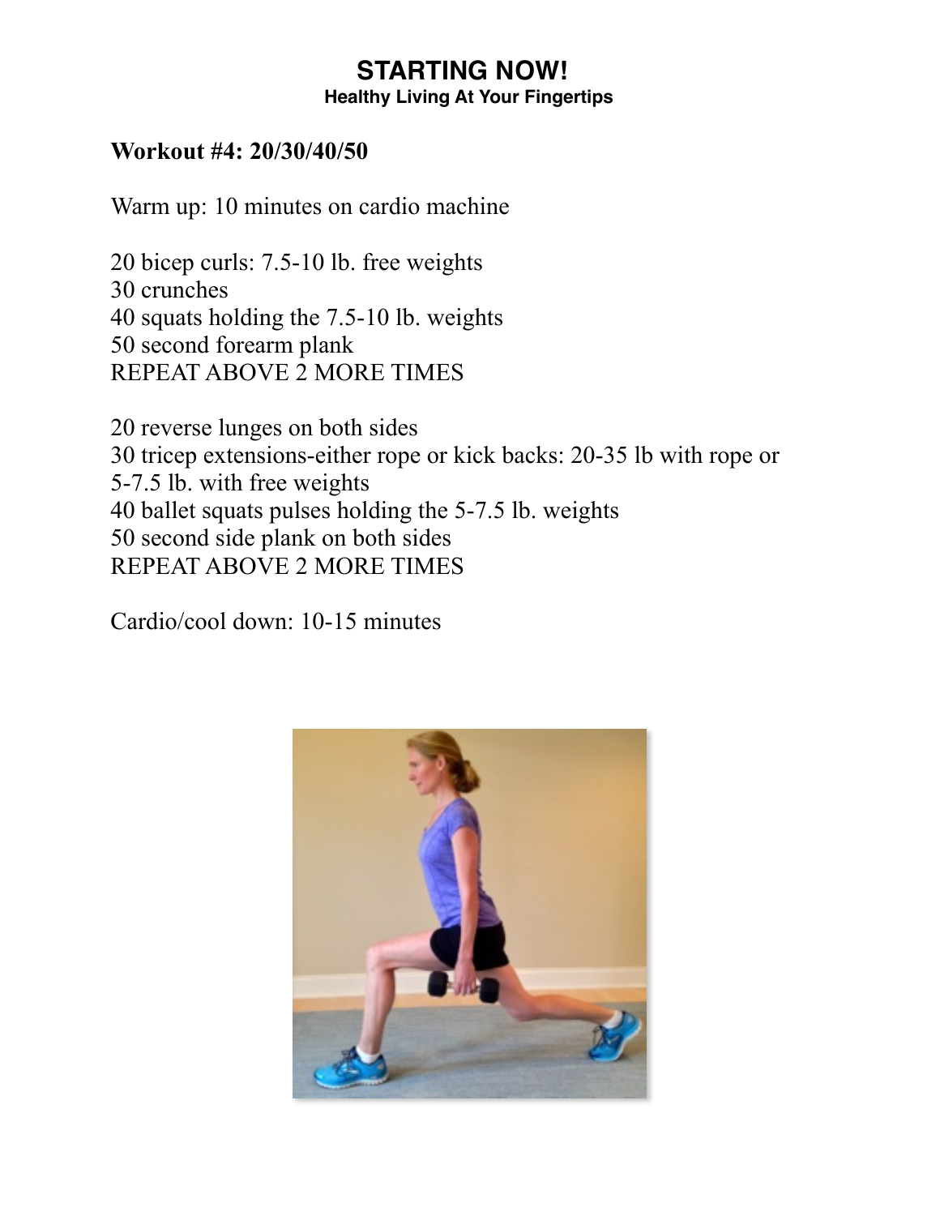**STARTING NOW!**
**Healthy Living At Your Fingertips**

**Workout #4: 20/30/40/50**

Warm up: 10 minutes on cardio machine

20 bicep curls: 7.5-10 lb. free weights
30 crunches
40 squats holding the 7.5-10 lb. weights
50 second forearm plank
REPEAT ABOVE 2 MORE TIMES

20 reverse lunges on both sides
30 tricep extensions-either rope or kick backs: 20-35 lb with rope or 5-7.5 lb. with free weights
40 ballet squats pulses holding the 5-7.5 lb. weights
50 second side plank on both sides
REPEAT ABOVE 2 MORE TIMES

Cardio/cool down: 10-15 minutes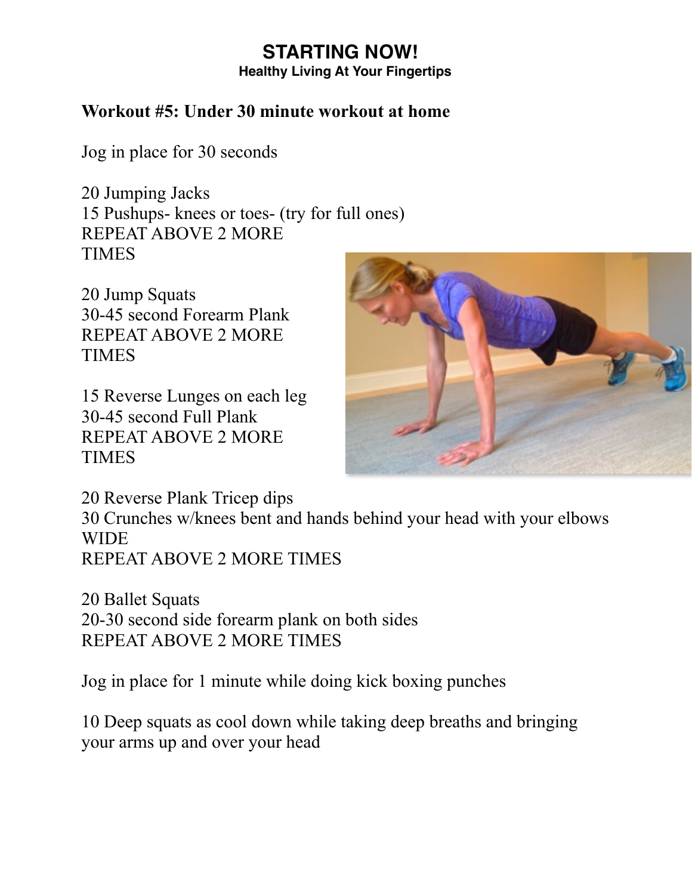# STARTING NOW!

**Healthy Living At Your Fingertips**

**Workout #5: Under 30 minute workout at home**

Jog in place for 30 seconds

20 Jumping Jacks
15 Pushups- knees or toes- (try for full ones)
REPEAT ABOVE 2 MORE TIMES

20 Jump Squats
30-45 second Forearm Plank
REPEAT ABOVE 2 MORE TIMES

15 Reverse Lunges on each leg
30-45 second Full Plank
REPEAT ABOVE 2 MORE TIMES

20 Reverse Plank Tricep dips
30 Crunches w/knees bent and hands behind your head with your elbows WIDE
REPEAT ABOVE 2 MORE TIMES

20 Ballet Squats
20-30 second side forearm plank on both sides
REPEAT ABOVE 2 MORE TIMES

Jog in place for 1 minute while doing kick boxing punches

10 Deep squats as cool down while taking deep breaths and bringing your arms up and over your head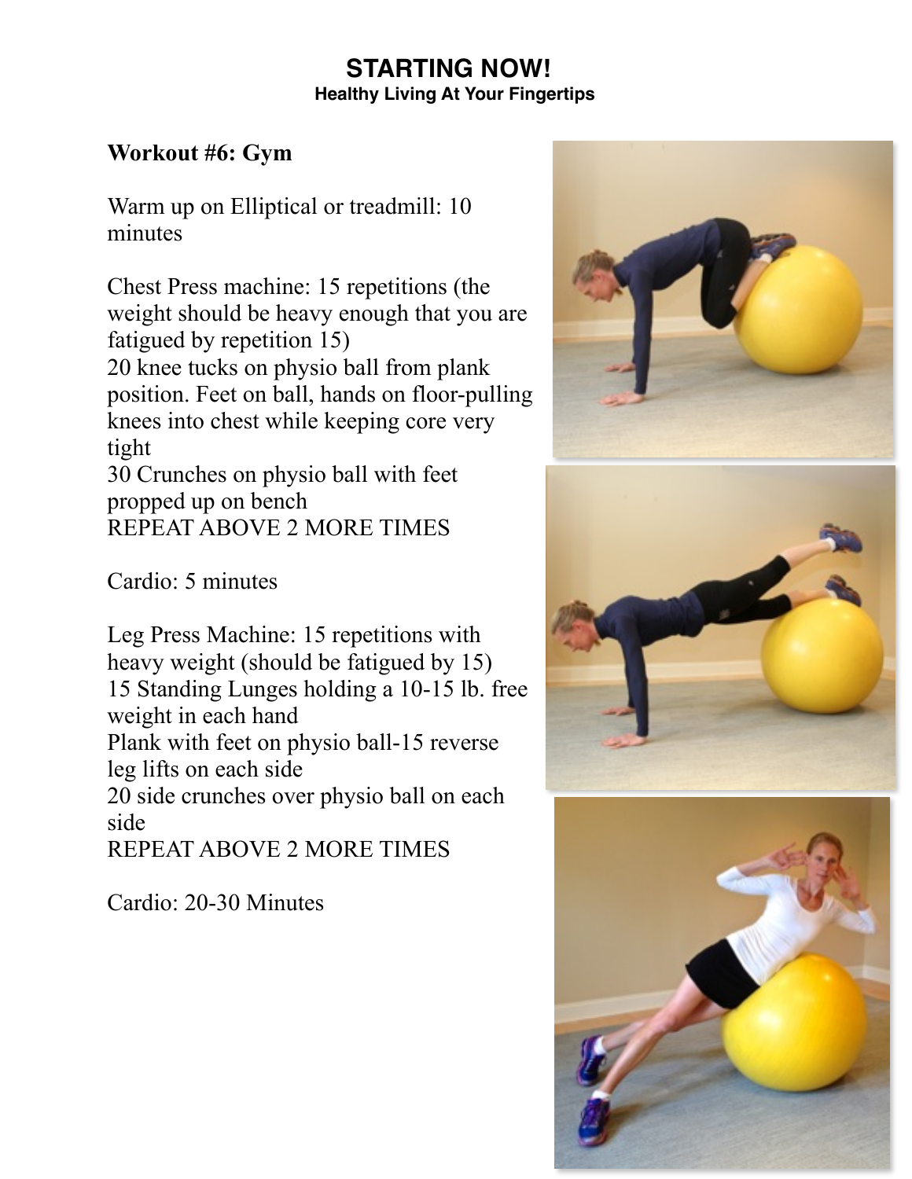**STARTING NOW!**
**Healthy Living At Your Fingertips**

**Workout #6: Gym**

Warm up on Elliptical or treadmill: 10 minutes

Chest Press machine: 15 repetitions (the weight should be heavy enough that you are fatigued by repetition 15)
20 knee tucks on physio ball from plank position. Feet on ball, hands on floor-pulling knees into chest while keeping core very tight
30 Crunches on physio ball with feet propped up on bench
REPEAT ABOVE 2 MORE TIMES

Cardio: 5 minutes

Leg Press Machine: 15 repetitions with heavy weight (should be fatigued by 15)
15 Standing Lunges holding a 10-15 lb. free weight in each hand
Plank with feet on physio ball-15 reverse leg lifts on each side
20 side crunches over physio ball on each side
REPEAT ABOVE 2 MORE TIMES

Cardio: 20-30 Minutes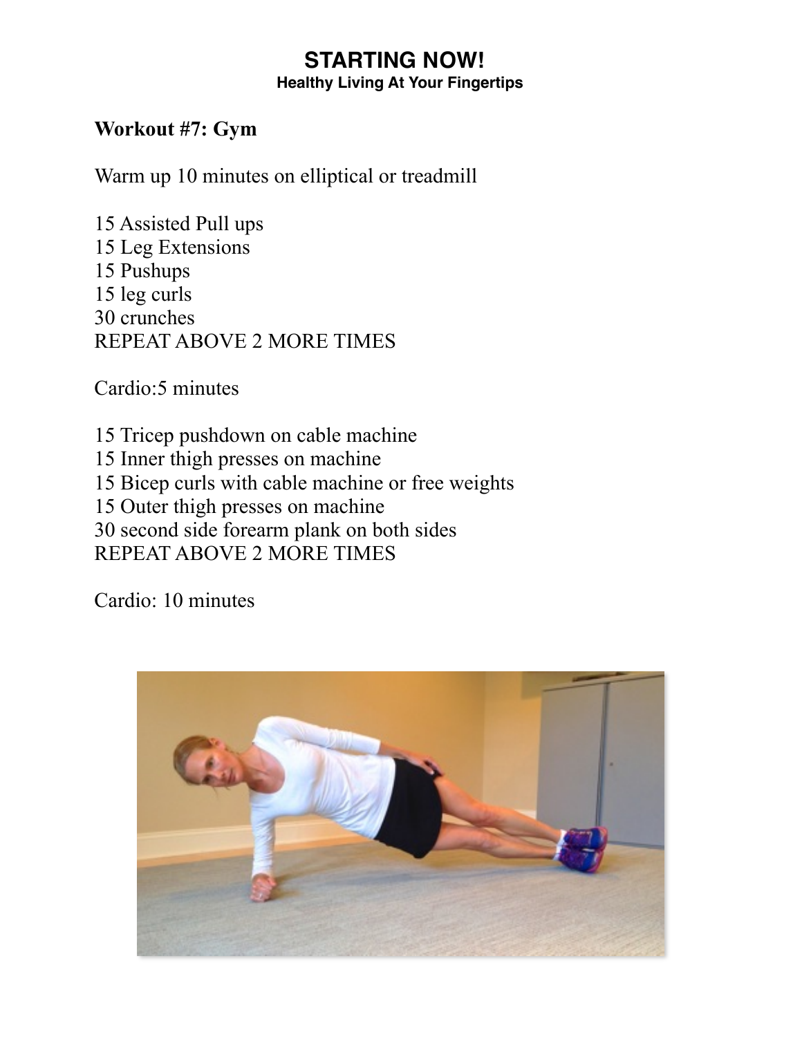**Workout #7: Gym**

Warm up 10 minutes on elliptical or treadmill

15 Assisted Pull ups
15 Leg Extensions
15 Pushups
15 leg curls
30 crunches
REPEAT ABOVE 2 MORE TIMES

Cardio:5 minutes

15 Tricep pushdown on cable machine
15 Inner thigh presses on machine
15 Bicep curls with cable machine or free weights
15 Outer thigh presses on machine
30 second side forearm plank on both sides
REPEAT ABOVE 2 MORE TIMES

Cardio: 10 minutes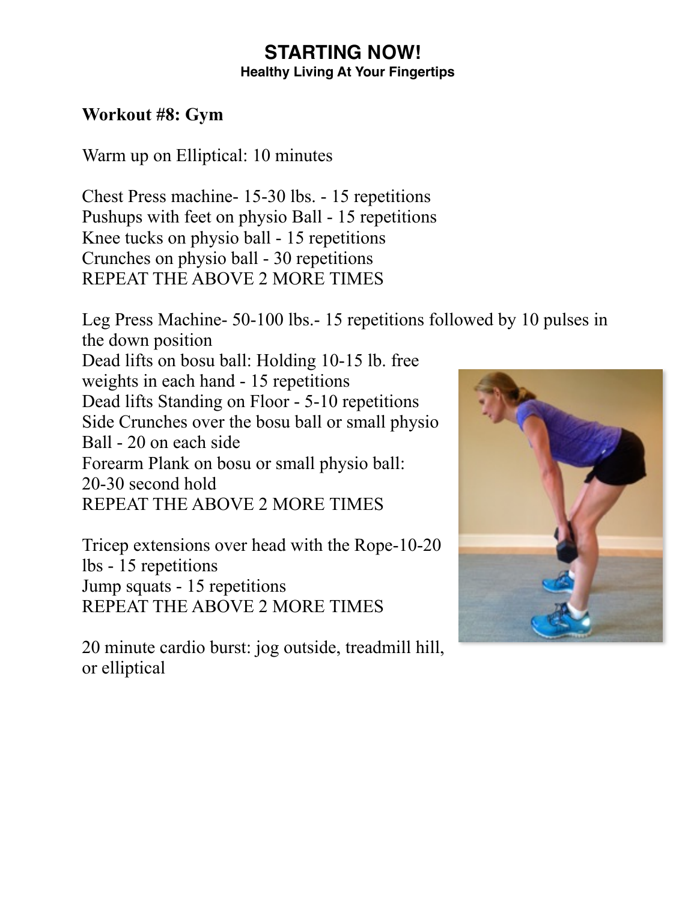# STARTING NOW!

**Healthy Living At Your Fingertips**

**Workout #8: Gym**

Warm up on Elliptical: 10 minutes

Chest Press machine- 15-30 lbs. - 15 repetitions
Pushups with feet on physio Ball - 15 repetitions
Knee tucks on physio ball - 15 repetitions
Crunches on physio ball - 30 repetitions
REPEAT THE ABOVE 2 MORE TIMES

Leg Press Machine- 50-100 lbs.- 15 repetitions followed by 10 pulses in the down position
Dead lifts on bosu ball: Holding 10-15 lb. free weights in each hand - 15 repetitions
Dead lifts Standing on Floor - 5-10 repetitions
Side Crunches over the bosu ball or small physio Ball - 20 on each side
Forearm Plank on bosu or small physio ball: 20-30 second hold
REPEAT THE ABOVE 2 MORE TIMES

Tricep extensions over head with the Rope-10-20 lbs - 15 repetitions
Jump squats - 15 repetitions
REPEAT THE ABOVE 2 MORE TIMES

20 minute cardio burst: jog outside, treadmill hill, or elliptical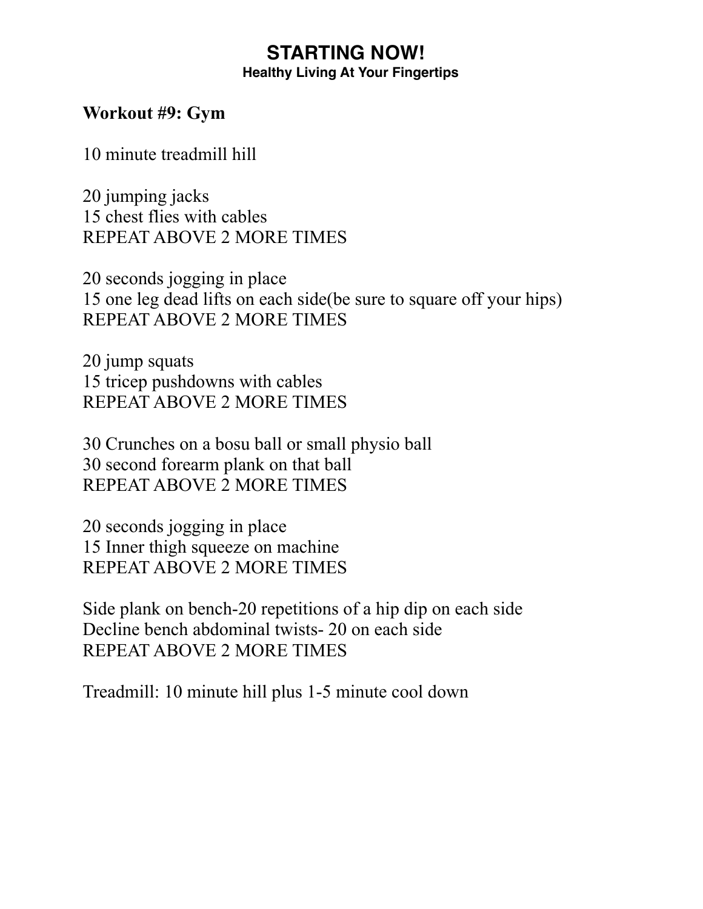**Workout #9: Gym**

10 minute treadmill hill

20 jumping jacks
15 chest flies with cables
REPEAT ABOVE 2 MORE TIMES

20 seconds jogging in place
15 one leg dead lifts on each side(be sure to square off your hips)
REPEAT ABOVE 2 MORE TIMES

20 jump squats
15 tricep pushdowns with cables
REPEAT ABOVE 2 MORE TIMES

30 Crunches on a bosu ball or small physio ball
30 second forearm plank on that ball
REPEAT ABOVE 2 MORE TIMES

20 seconds jogging in place
15 Inner thigh squeeze on machine
REPEAT ABOVE 2 MORE TIMES

Side plank on bench-20 repetitions of a hip dip on each side
Decline bench abdominal twists- 20 on each side
REPEAT ABOVE 2 MORE TIMES

Treadmill: 10 minute hill plus 1-5 minute cool down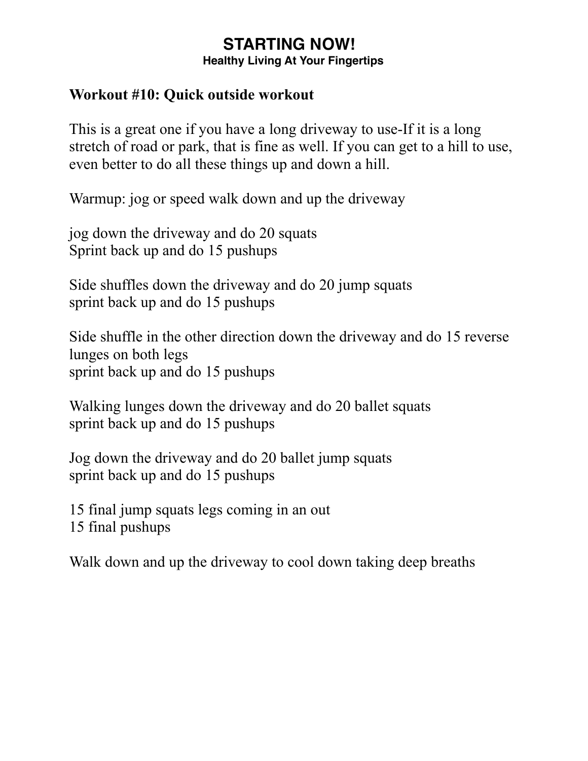## STARTING NOW!
**Healthy Living At Your Fingertips**

**Workout #10: Quick outside workout**

This is a great one if you have a long driveway to use-If it is a long stretch of road or park, that is fine as well. If you can get to a hill to use, even better to do all these things up and down a hill.

Warmup: jog or speed walk down and up the driveway

jog down the driveway and do 20 squats
Sprint back up and do 15 pushups

Side shuffles down the driveway and do 20 jump squats
sprint back up and do 15 pushups

Side shuffle in the other direction down the driveway and do 15 reverse lunges on both legs
sprint back up and do 15 pushups

Walking lunges down the driveway and do 20 ballet squats
sprint back up and do 15 pushups

Jog down the driveway and do 20 ballet jump squats
sprint back up and do 15 pushups

15 final jump squats legs coming in an out
15 final pushups

Walk down and up the driveway to cool down taking deep breaths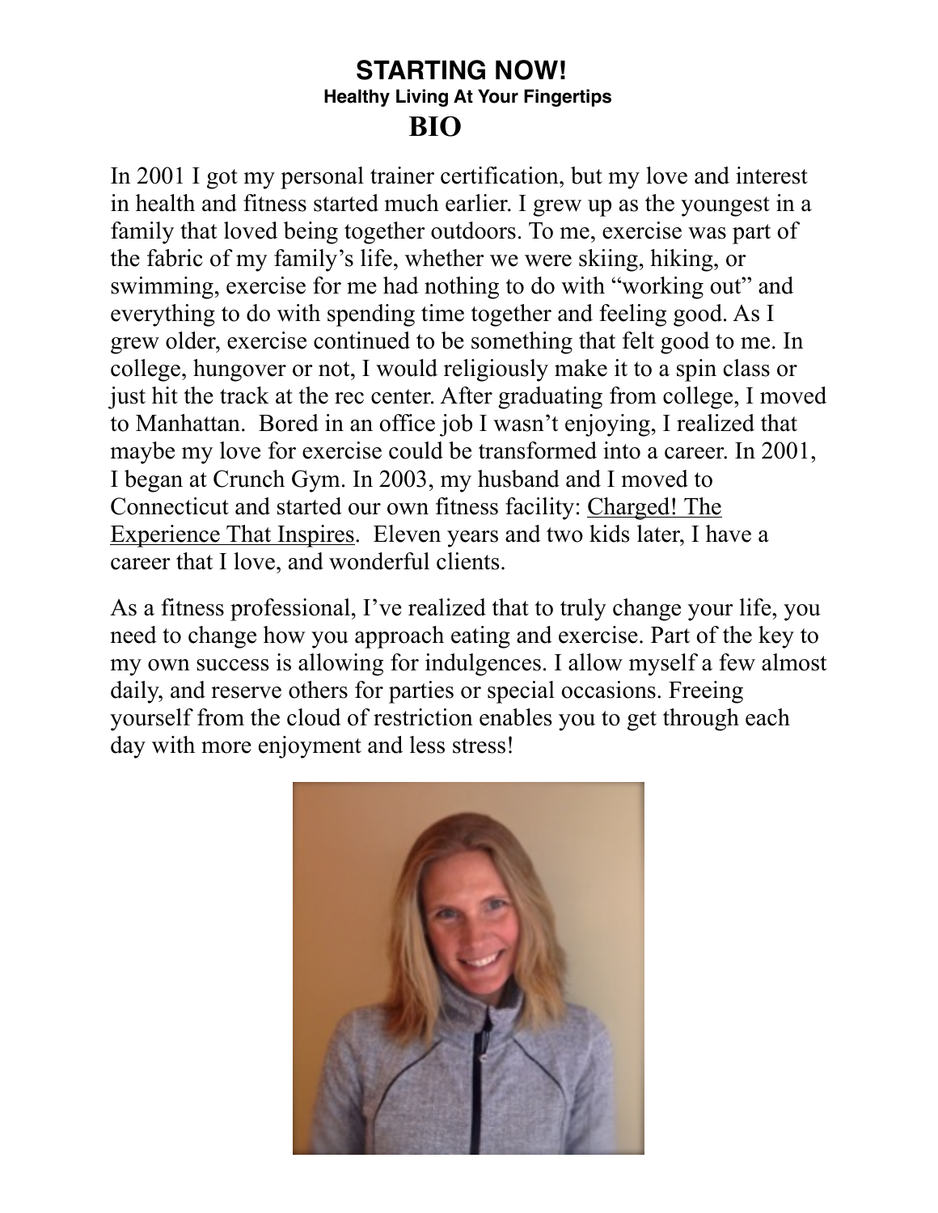# STARTING NOW!

### Healthy Living At Your Fingertips

## BIO

In 2001 I got my personal trainer certification, but my love and interest in health and fitness started much earlier. I grew up as the youngest in a family that loved being together outdoors. To me, exercise was part of the fabric of my family's life, whether we were skiing, hiking, or swimming, exercise for me had nothing to do with "working out" and everything to do with spending time together and feeling good. As I grew older, exercise continued to be something that felt good to me. In college, hungover or not, I would religiously make it to a spin class or just hit the track at the rec center. After graduating from college, I moved to Manhattan. Bored in an office job I wasn't enjoying, I realized that maybe my love for exercise could be transformed into a career. In 2001, I began at Crunch Gym. In 2003, my husband and I moved to Connecticut and started our own fitness facility: Charged! The Experience That Inspires. Eleven years and two kids later, I have a career that I love, and wonderful clients.

As a fitness professional, I've realized that to truly change your life, you need to change how you approach eating and exercise. Part of the key to my own success is allowing for indulgences. I allow myself a few almost daily, and reserve others for parties or special occasions. Freeing yourself from the cloud of restriction enables you to get through each day with more enjoyment and less stress!